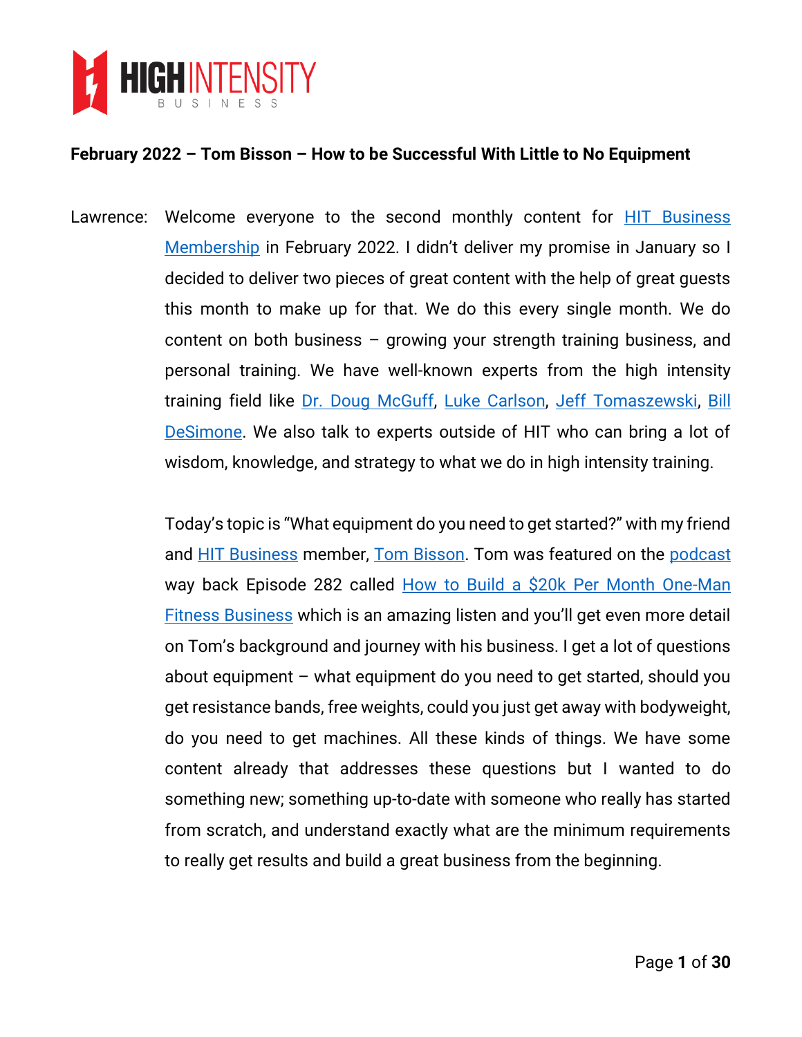**February 2022 – Tom Bisson – How to be Successful With Little to No Equipment**

Lawrence: Welcome everyone to the second monthly content for HIT Business Membership in February 2022. I didn't deliver my promise in January so I decided to deliver two pieces of great content with the help of great guests this month to make up for that. We do this every single month. We do content on both business – growing your strength training business, and personal training. We have well-known experts from the high intensity training field like Dr. Doug McGuff, Luke Carlson, Jeff Tomaszewski, Bill DeSimone. We also talk to experts outside of HIT who can bring a lot of wisdom, knowledge, and strategy to what we do in high intensity training.

Today's topic is "What equipment do you need to get started?" with my friend and HIT Business member, Tom Bisson. Tom was featured on the podcast way back Episode 282 called How to Build a $20k Per Month One-Man Fitness Business which is an amazing listen and you'll get even more detail on Tom's background and journey with his business. I get a lot of questions about equipment – what equipment do you need to get started, should you get resistance bands, free weights, could you just get away with bodyweight, do you need to get machines. All these kinds of things. We have some content already that addresses these questions but I wanted to do something new; something up-to-date with someone who really has started from scratch, and understand exactly what are the minimum requirements to really get results and build a great business from the beginning.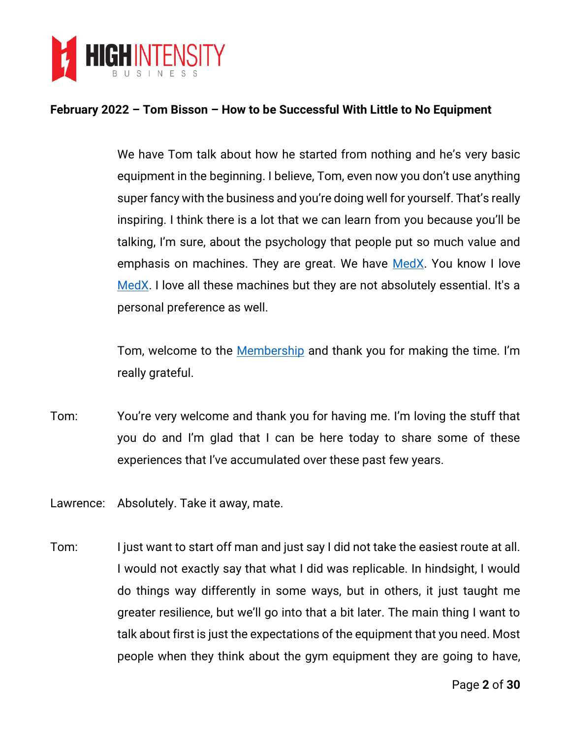**February 2022 – Tom Bisson – How to be Successful With Little to No Equipment**

We have Tom talk about how he started from nothing and he's very basic equipment in the beginning. I believe, Tom, even now you don't use anything super fancy with the business and you're doing well for yourself. That's really inspiring. I think there is a lot that we can learn from you because you'll be talking, I'm sure, about the psychology that people put so much value and emphasis on machines. They are great. We have [MedX](). You know I love [MedX](). I love all these machines but they are not absolutely essential. It's a personal preference as well.

Tom, welcome to the [Membership]() and thank you for making the time. I'm really grateful.

Tom: You're very welcome and thank you for having me. I'm loving the stuff that you do and I'm glad that I can be here today to share some of these experiences that I've accumulated over these past few years.

Lawrence: Absolutely. Take it away, mate.

Tom: I just want to start off man and just say I did not take the easiest route at all. I would not exactly say that what I did was replicable. In hindsight, I would do things way differently in some ways, but in others, it just taught me greater resilience, but we'll go into that a bit later. The main thing I want to talk about first is just the expectations of the equipment that you need. Most people when they think about the gym equipment they are going to have,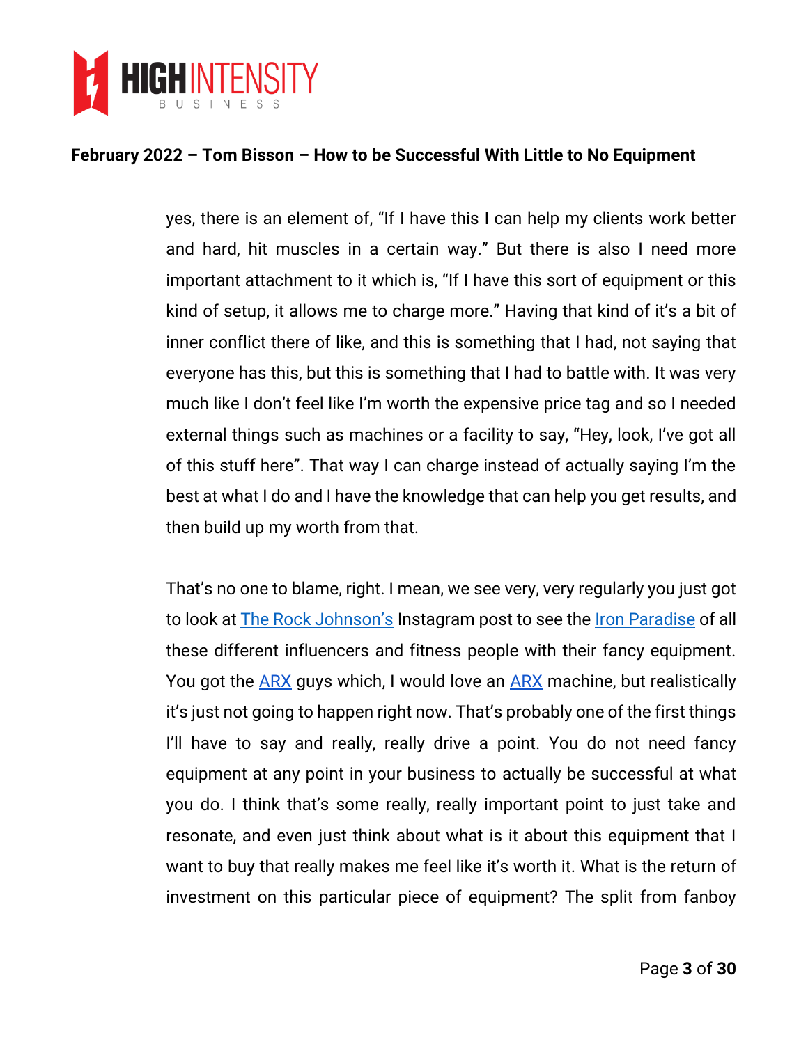yes, there is an element of, "If I have this I can help my clients work better and hard, hit muscles in a certain way." But there is also I need more important attachment to it which is, "If I have this sort of equipment or this kind of setup, it allows me to charge more." Having that kind of it's a bit of inner conflict there of like, and this is something that I had, not saying that everyone has this, but this is something that I had to battle with. It was very much like I don't feel like I'm worth the expensive price tag and so I needed external things such as machines or a facility to say, "Hey, look, I've got all of this stuff here". That way I can charge instead of actually saying I'm the best at what I do and I have the knowledge that can help you get results, and then build up my worth from that.

That's no one to blame, right. I mean, we see very, very regularly you just got to look at The Rock Johnson's Instagram post to see the Iron Paradise of all these different influencers and fitness people with their fancy equipment. You got the ARX guys which, I would love an ARX machine, but realistically it's just not going to happen right now. That's probably one of the first things I'll have to say and really, really drive a point. You do not need fancy equipment at any point in your business to actually be successful at what you do. I think that's some really, really important point to just take and resonate, and even just think about what is it about this equipment that I want to buy that really makes me feel like it's worth it. What is the return of investment on this particular piece of equipment? The split from fanboy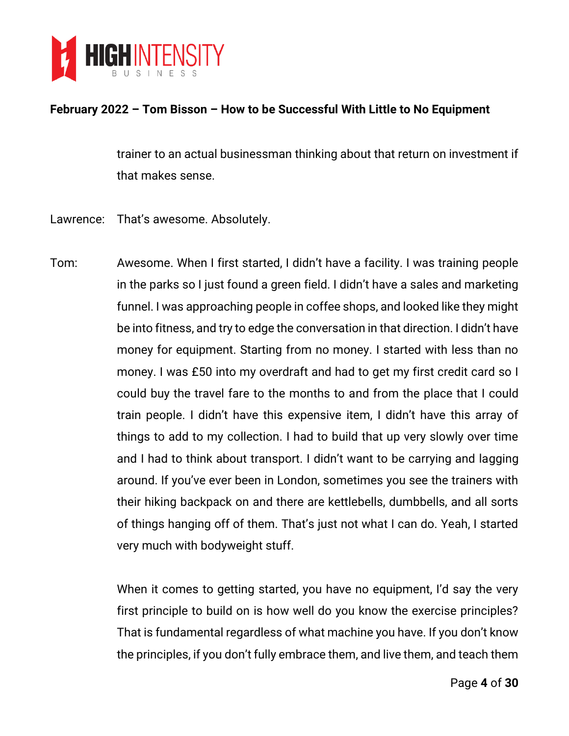trainer to an actual businessman thinking about that return on investment if that makes sense.

Lawrence: That's awesome. Absolutely.

Tom: Awesome. When I first started, I didn't have a facility. I was training people in the parks so I just found a green field. I didn't have a sales and marketing funnel. I was approaching people in coffee shops, and looked like they might be into fitness, and try to edge the conversation in that direction. I didn't have money for equipment. Starting from no money. I started with less than no money. I was £50 into my overdraft and had to get my first credit card so I could buy the travel fare to the months to and from the place that I could train people. I didn't have this expensive item, I didn't have this array of things to add to my collection. I had to build that up very slowly over time and I had to think about transport. I didn't want to be carrying and lagging around. If you've ever been in London, sometimes you see the trainers with their hiking backpack on and there are kettlebells, dumbbells, and all sorts of things hanging off of them. That's just not what I can do. Yeah, I started very much with bodyweight stuff.

When it comes to getting started, you have no equipment, I'd say the very first principle to build on is how well do you know the exercise principles? That is fundamental regardless of what machine you have. If you don't know the principles, if you don't fully embrace them, and live them, and teach them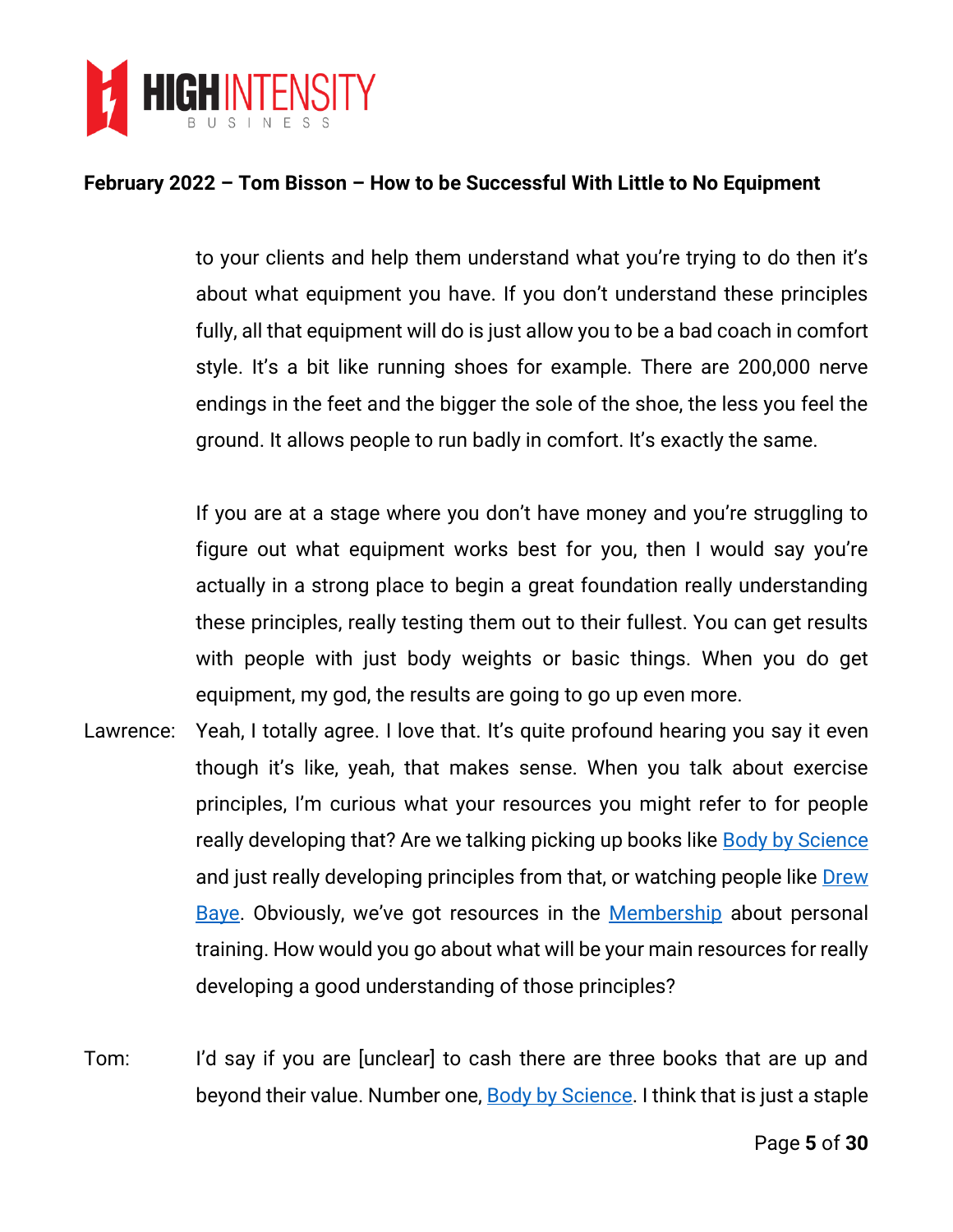to your clients and help them understand what you're trying to do then it's about what equipment you have. If you don't understand these principles fully, all that equipment will do is just allow you to be a bad coach in comfort style. It's a bit like running shoes for example. There are 200,000 nerve endings in the feet and the bigger the sole of the shoe, the less you feel the ground. It allows people to run badly in comfort. It's exactly the same.

If you are at a stage where you don't have money and you're struggling to figure out what equipment works best for you, then I would say you're actually in a strong place to begin a great foundation really understanding these principles, really testing them out to their fullest. You can get results with people with just body weights or basic things. When you do get equipment, my god, the results are going to go up even more.

Lawrence: Yeah, I totally agree. I love that. It's quite profound hearing you say it even though it's like, yeah, that makes sense. When you talk about exercise principles, I'm curious what your resources you might refer to for people really developing that? Are we talking picking up books like Body by Science and just really developing principles from that, or watching people like Drew Baye. Obviously, we've got resources in the Membership about personal training. How would you go about what will be your main resources for really developing a good understanding of those principles?

Tom: I'd say if you are [unclear] to cash there are three books that are up and beyond their value. Number one, Body by Science. I think that is just a staple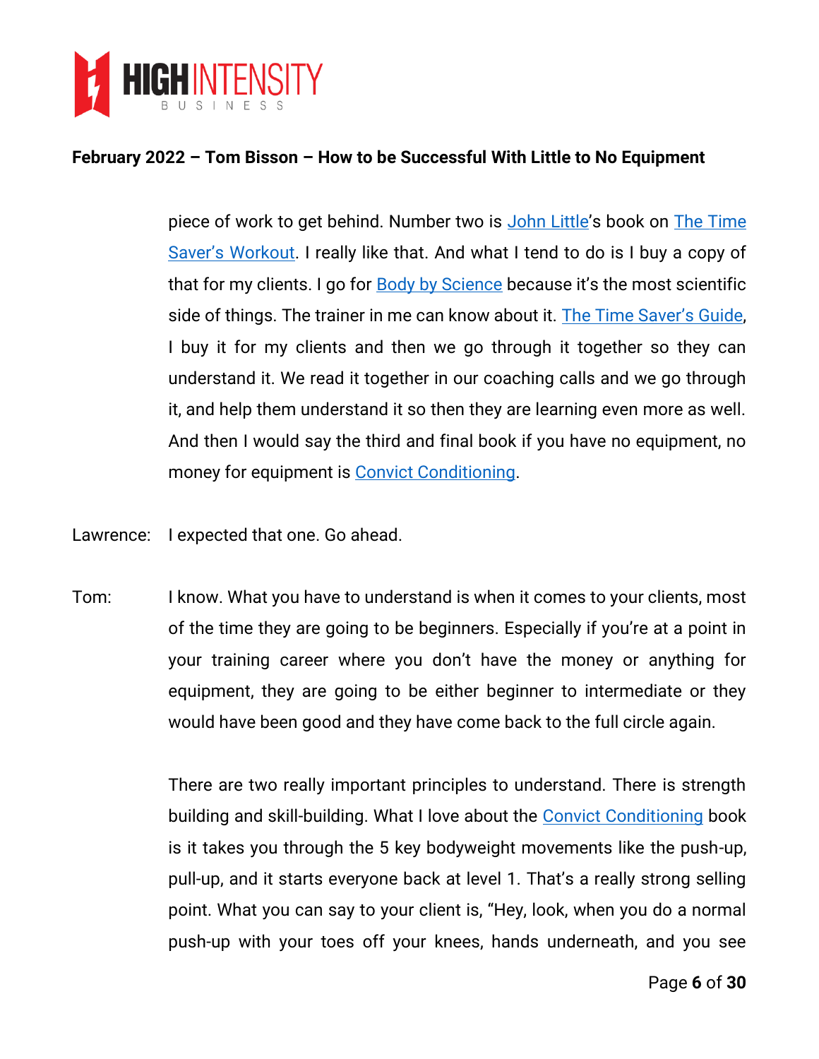piece of work to get behind. Number two is John Little's book on The Time Saver's Workout. I really like that. And what I tend to do is I buy a copy of that for my clients. I go for Body by Science because it's the most scientific side of things. The trainer in me can know about it. The Time Saver's Guide, I buy it for my clients and then we go through it together so they can understand it. We read it together in our coaching calls and we go through it, and help them understand it so then they are learning even more as well. And then I would say the third and final book if you have no equipment, no money for equipment is Convict Conditioning.

Lawrence: I expected that one. Go ahead.

Tom: I know. What you have to understand is when it comes to your clients, most of the time they are going to be beginners. Especially if you're at a point in your training career where you don't have the money or anything for equipment, they are going to be either beginner to intermediate or they would have been good and they have come back to the full circle again.

There are two really important principles to understand. There is strength building and skill-building. What I love about the Convict Conditioning book is it takes you through the 5 key bodyweight movements like the push-up, pull-up, and it starts everyone back at level 1. That's a really strong selling point. What you can say to your client is, "Hey, look, when you do a normal push-up with your toes off your knees, hands underneath, and you see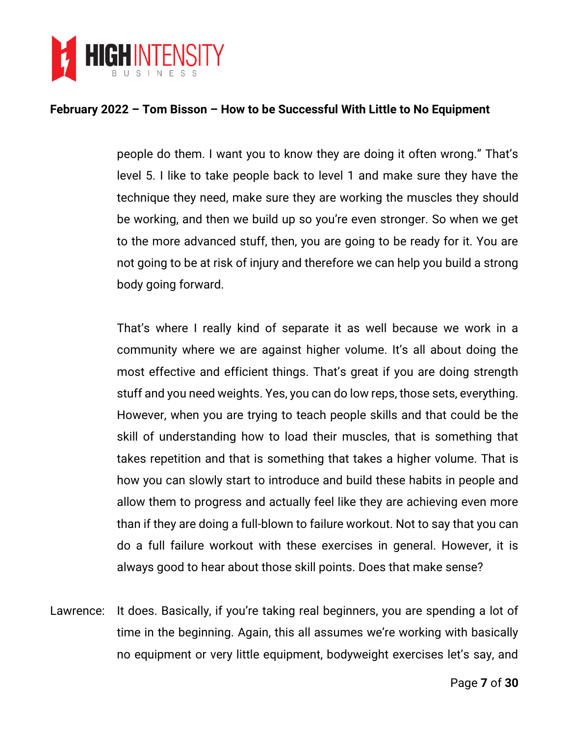people do them. I want you to know they are doing it often wrong." That's level 5. I like to take people back to level 1 and make sure they have the technique they need, make sure they are working the muscles they should be working, and then we build up so you're even stronger. So when we get to the more advanced stuff, then, you are going to be ready for it. You are not going to be at risk of injury and therefore we can help you build a strong body going forward.

That's where I really kind of separate it as well because we work in a community where we are against higher volume. It's all about doing the most effective and efficient things. That's great if you are doing strength stuff and you need weights. Yes, you can do low reps, those sets, everything. However, when you are trying to teach people skills and that could be the skill of understanding how to load their muscles, that is something that takes repetition and that is something that takes a higher volume. That is how you can slowly start to introduce and build these habits in people and allow them to progress and actually feel like they are achieving even more than if they are doing a full-blown to failure workout. Not to say that you can do a full failure workout with these exercises in general. However, it is always good to hear about those skill points. Does that make sense?

Lawrence: It does. Basically, if you're taking real beginners, you are spending a lot of time in the beginning. Again, this all assumes we're working with basically no equipment or very little equipment, bodyweight exercises let's say, and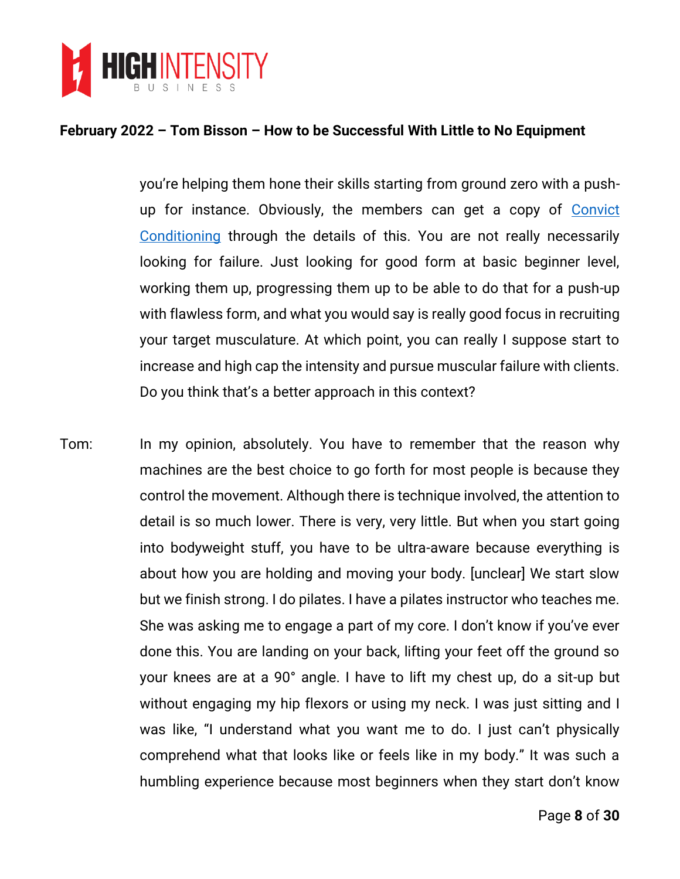you're helping them hone their skills starting from ground zero with a push-up for instance. Obviously, the members can get a copy of Convict Conditioning through the details of this. You are not really necessarily looking for failure. Just looking for good form at basic beginner level, working them up, progressing them up to be able to do that for a push-up with flawless form, and what you would say is really good focus in recruiting your target musculature. At which point, you can really I suppose start to increase and high cap the intensity and pursue muscular failure with clients. Do you think that's a better approach in this context?

Tom: In my opinion, absolutely. You have to remember that the reason why machines are the best choice to go forth for most people is because they control the movement. Although there is technique involved, the attention to detail is so much lower. There is very, very little. But when you start going into bodyweight stuff, you have to be ultra-aware because everything is about how you are holding and moving your body. [unclear] We start slow but we finish strong. I do pilates. I have a pilates instructor who teaches me. She was asking me to engage a part of my core. I don't know if you've ever done this. You are landing on your back, lifting your feet off the ground so your knees are at a 90° angle. I have to lift my chest up, do a sit-up but without engaging my hip flexors or using my neck. I was just sitting and I was like, "I understand what you want me to do. I just can't physically comprehend what that looks like or feels like in my body." It was such a humbling experience because most beginners when they start don't know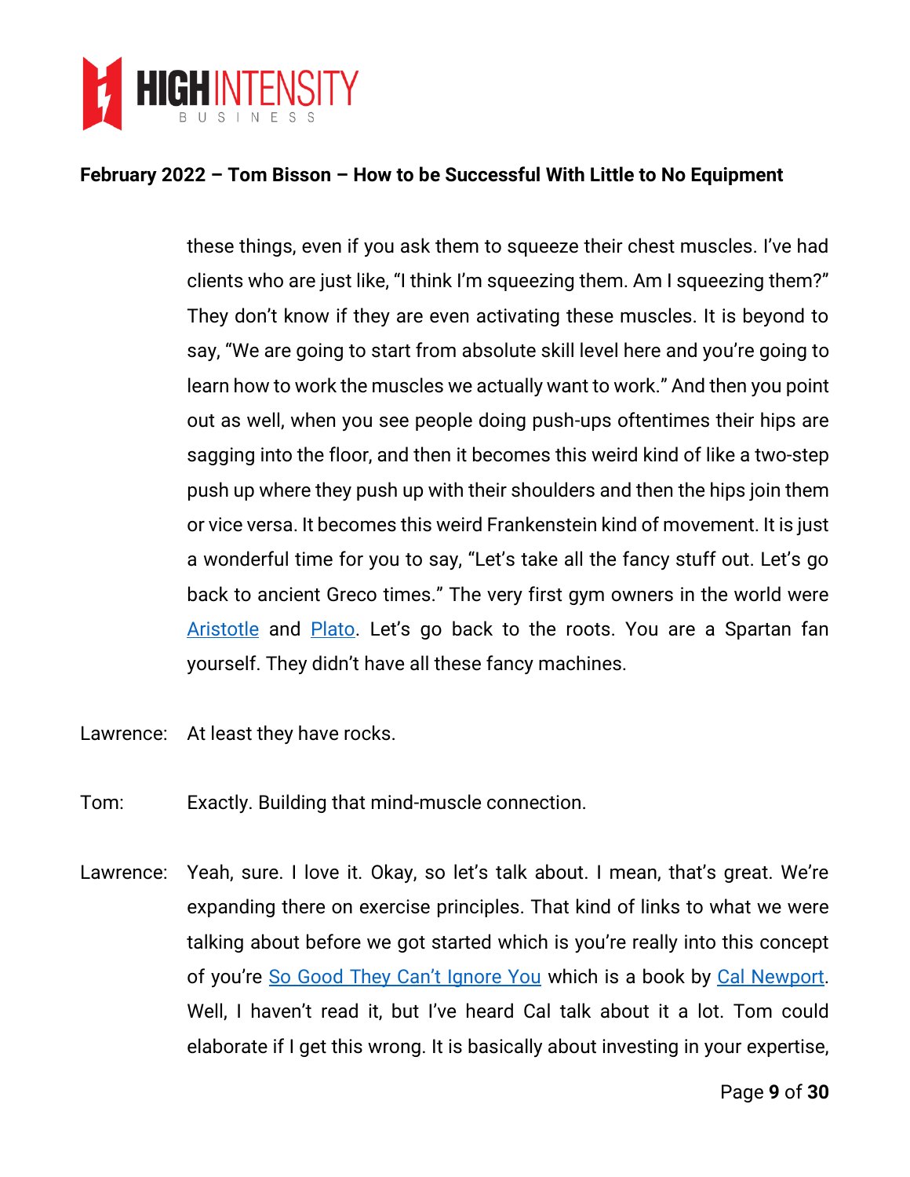these things, even if you ask them to squeeze their chest muscles. I've had clients who are just like, "I think I'm squeezing them. Am I squeezing them?" They don't know if they are even activating these muscles. It is beyond to say, "We are going to start from absolute skill level here and you're going to learn how to work the muscles we actually want to work." And then you point out as well, when you see people doing push-ups oftentimes their hips are sagging into the floor, and then it becomes this weird kind of like a two-step push up where they push up with their shoulders and then the hips join them or vice versa. It becomes this weird Frankenstein kind of movement. It is just a wonderful time for you to say, "Let's take all the fancy stuff out. Let's go back to ancient Greco times." The very first gym owners in the world were Aristotle and Plato. Let's go back to the roots. You are a Spartan fan yourself. They didn't have all these fancy machines.

Lawrence: At least they have rocks.

Tom: Exactly. Building that mind-muscle connection.

Lawrence: Yeah, sure. I love it. Okay, so let's talk about. I mean, that's great. We're expanding there on exercise principles. That kind of links to what we were talking about before we got started which is you're really into this concept of you're So Good They Can't Ignore You which is a book by Cal Newport. Well, I haven't read it, but I've heard Cal talk about it a lot. Tom could elaborate if I get this wrong. It is basically about investing in your expertise,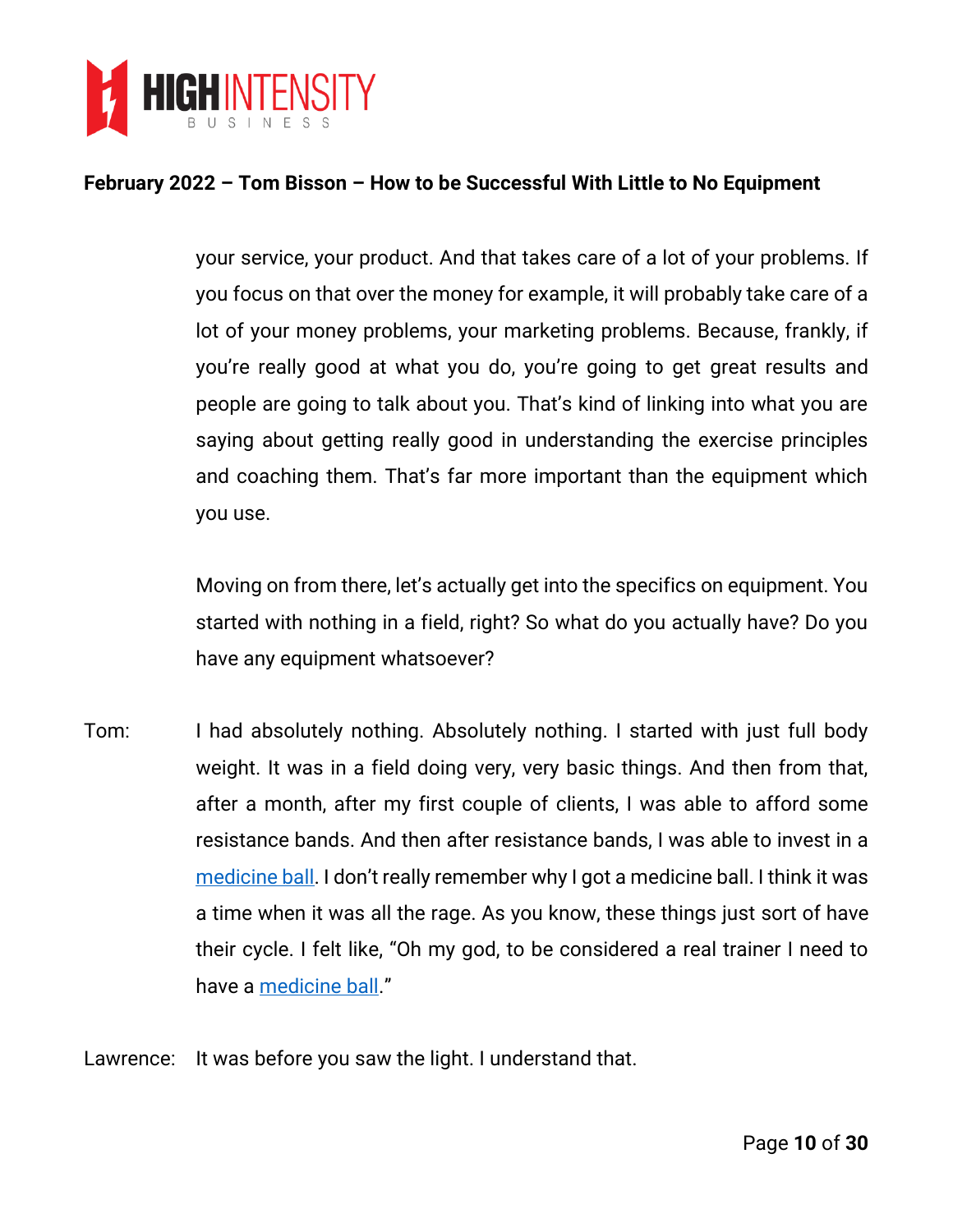your service, your product. And that takes care of a lot of your problems. If you focus on that over the money for example, it will probably take care of a lot of your money problems, your marketing problems. Because, frankly, if you're really good at what you do, you're going to get great results and people are going to talk about you. That's kind of linking into what you are saying about getting really good in understanding the exercise principles and coaching them. That's far more important than the equipment which you use.

Moving on from there, let's actually get into the specifics on equipment. You started with nothing in a field, right? So what do you actually have? Do you have any equipment whatsoever?

Tom: I had absolutely nothing. Absolutely nothing. I started with just full body weight. It was in a field doing very, very basic things. And then from that, after a month, after my first couple of clients, I was able to afford some resistance bands. And then after resistance bands, I was able to invest in a medicine ball. I don't really remember why I got a medicine ball. I think it was a time when it was all the rage. As you know, these things just sort of have their cycle. I felt like, "Oh my god, to be considered a real trainer I need to have a medicine ball."

Lawrence: It was before you saw the light. I understand that.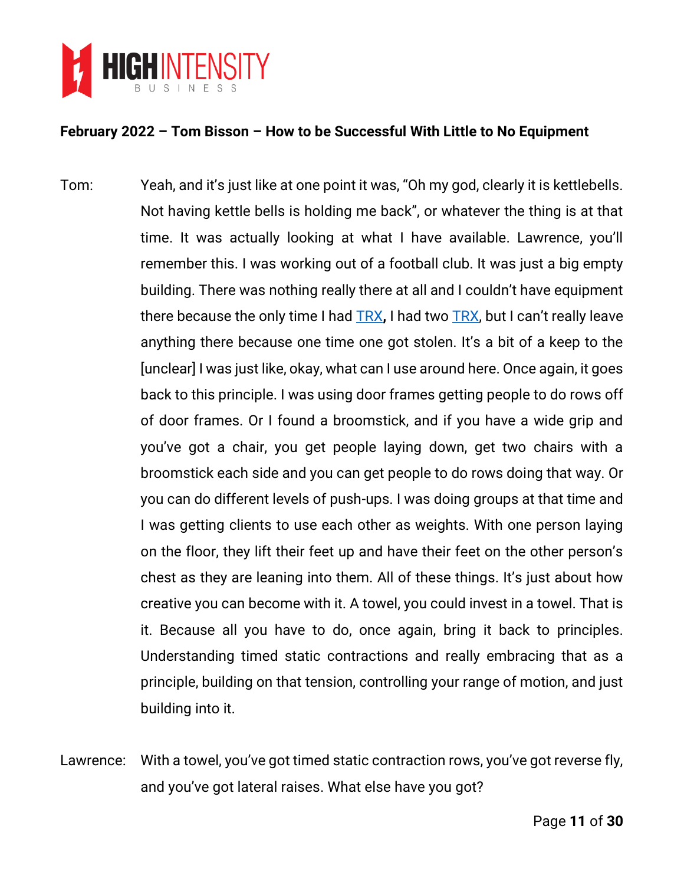**February 2022 – Tom Bisson – How to be Successful With Little to No Equipment**

Tom: Yeah, and it's just like at one point it was, "Oh my god, clearly it is kettlebells. Not having kettle bells is holding me back", or whatever the thing is at that time. It was actually looking at what I have available. Lawrence, you'll remember this. I was working out of a football club. It was just a big empty building. There was nothing really there at all and I couldn't have equipment there because the only time I had TRX**,** I had two TRX, but I can't really leave anything there because one time one got stolen. It's a bit of a keep to the [unclear] I was just like, okay, what can I use around here. Once again, it goes back to this principle. I was using door frames getting people to do rows off of door frames. Or I found a broomstick, and if you have a wide grip and you've got a chair, you get people laying down, get two chairs with a broomstick each side and you can get people to do rows doing that way. Or you can do different levels of push-ups. I was doing groups at that time and I was getting clients to use each other as weights. With one person laying on the floor, they lift their feet up and have their feet on the other person's chest as they are leaning into them. All of these things. It's just about how creative you can become with it. A towel, you could invest in a towel. That is it. Because all you have to do, once again, bring it back to principles. Understanding timed static contractions and really embracing that as a principle, building on that tension, controlling your range of motion, and just building into it.

Lawrence: With a towel, you've got timed static contraction rows, you've got reverse fly, and you've got lateral raises. What else have you got?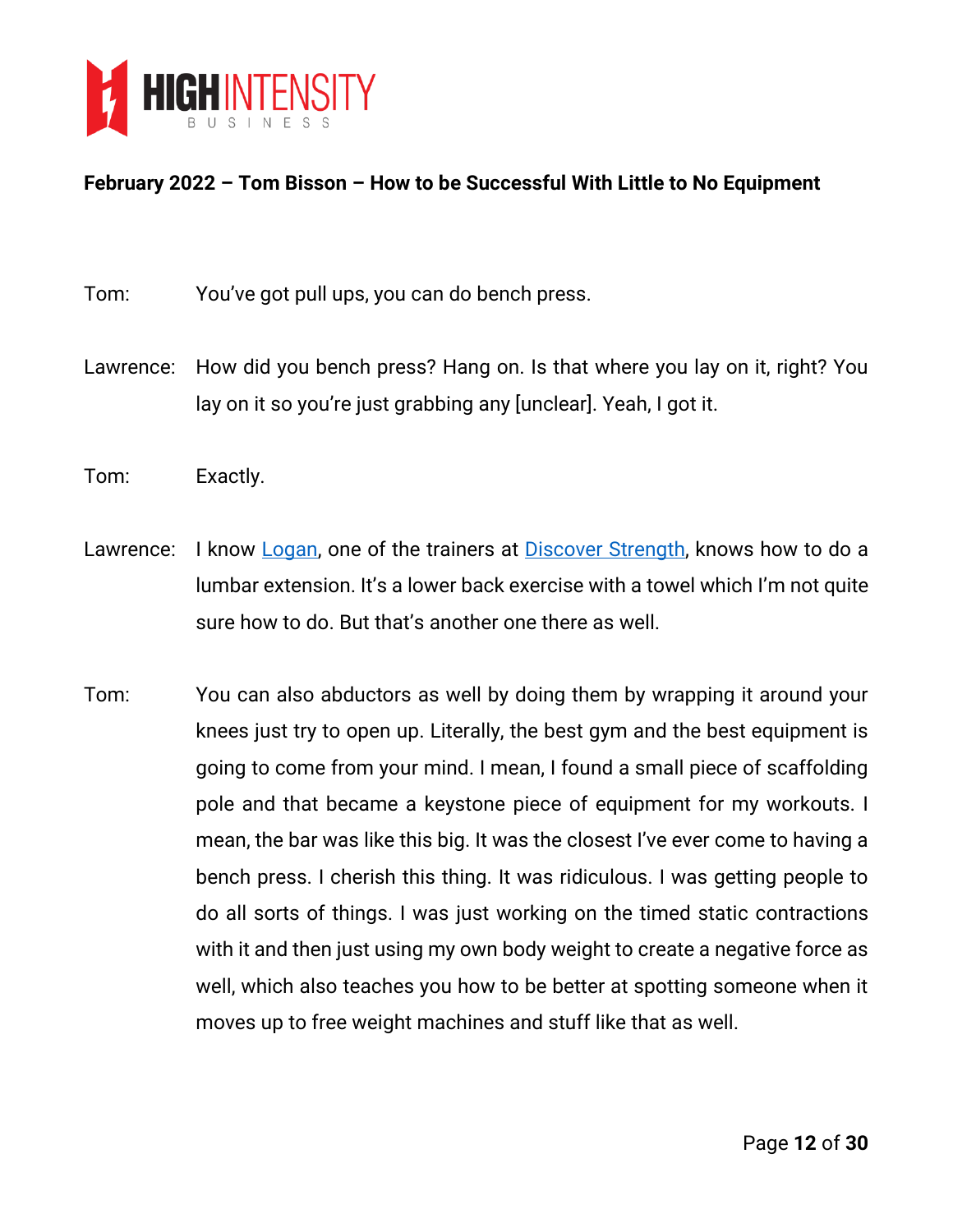Tom: You've got pull ups, you can do bench press.

Lawrence: How did you bench press? Hang on. Is that where you lay on it, right? You lay on it so you're just grabbing any [unclear]. Yeah, I got it.

Tom: Exactly.

Lawrence: I know Logan, one of the trainers at Discover Strength, knows how to do a lumbar extension. It's a lower back exercise with a towel which I'm not quite sure how to do. But that's another one there as well.

Tom: You can also abductors as well by doing them by wrapping it around your knees just try to open up. Literally, the best gym and the best equipment is going to come from your mind. I mean, I found a small piece of scaffolding pole and that became a keystone piece of equipment for my workouts. I mean, the bar was like this big. It was the closest I've ever come to having a bench press. I cherish this thing. It was ridiculous. I was getting people to do all sorts of things. I was just working on the timed static contractions with it and then just using my own body weight to create a negative force as well, which also teaches you how to be better at spotting someone when it moves up to free weight machines and stuff like that as well.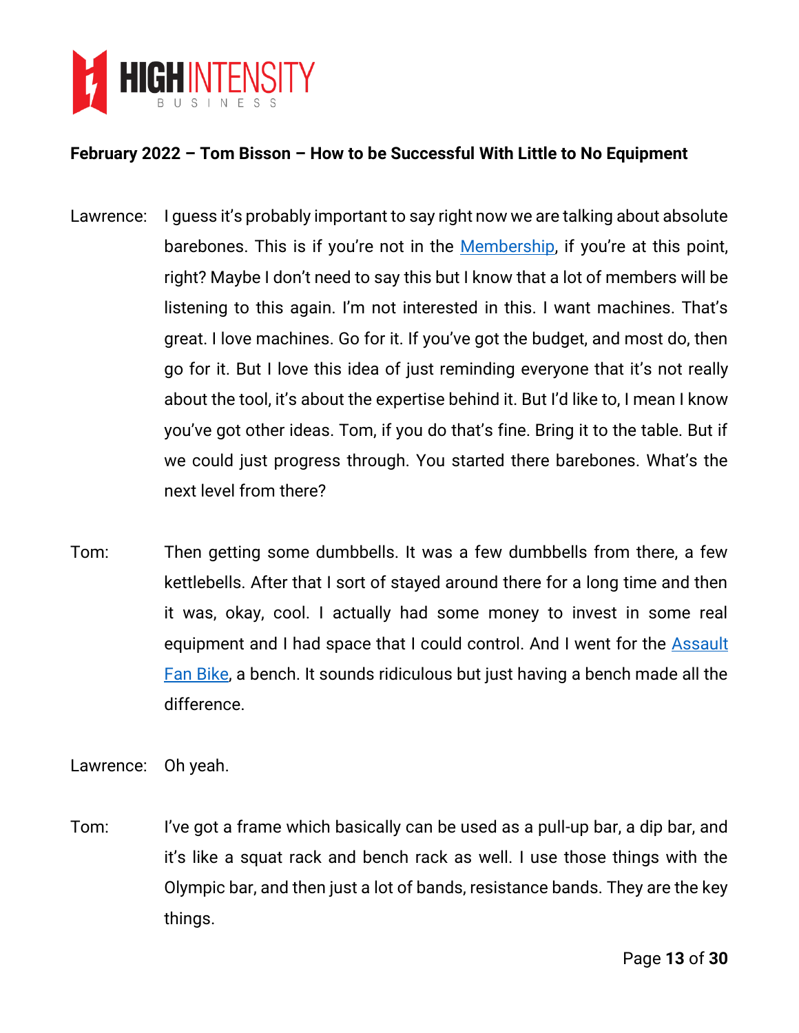**February 2022 – Tom Bisson – How to be Successful With Little to No Equipment**

Lawrence: I guess it's probably important to say right now we are talking about absolute barebones. This is if you're not in the Membership, if you're at this point, right? Maybe I don't need to say this but I know that a lot of members will be listening to this again. I'm not interested in this. I want machines. That's great. I love machines. Go for it. If you've got the budget, and most do, then go for it. But I love this idea of just reminding everyone that it's not really about the tool, it's about the expertise behind it. But I'd like to, I mean I know you've got other ideas. Tom, if you do that's fine. Bring it to the table. But if we could just progress through. You started there barebones. What's the next level from there?

Tom: Then getting some dumbbells. It was a few dumbbells from there, a few kettlebells. After that I sort of stayed around there for a long time and then it was, okay, cool. I actually had some money to invest in some real equipment and I had space that I could control. And I went for the Assault Fan Bike, a bench. It sounds ridiculous but just having a bench made all the difference.

Lawrence: Oh yeah.

Tom: I've got a frame which basically can be used as a pull-up bar, a dip bar, and it's like a squat rack and bench rack as well. I use those things with the Olympic bar, and then just a lot of bands, resistance bands. They are the key things.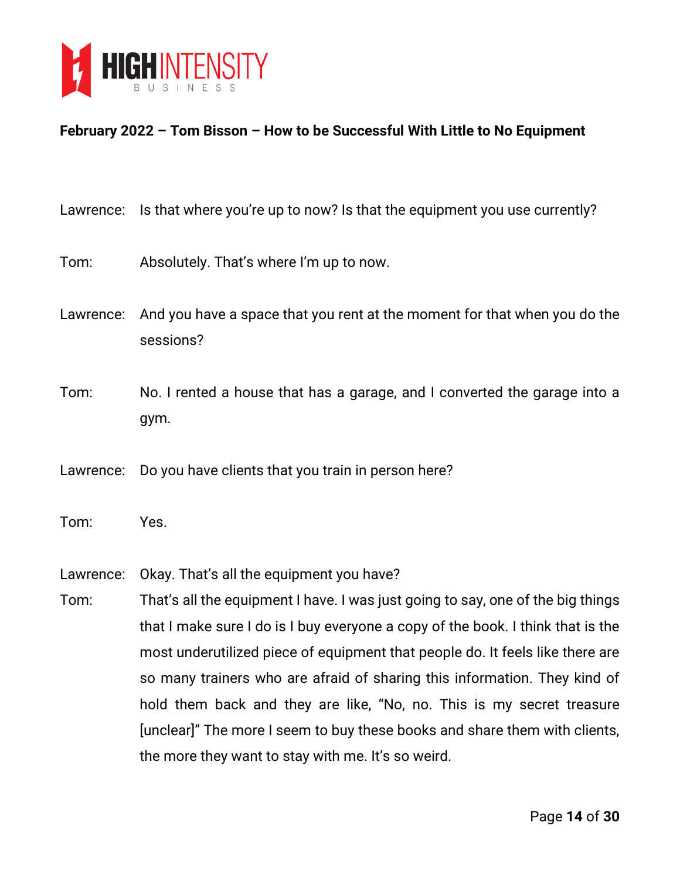Lawrence: Is that where you're up to now? Is that the equipment you use currently?

Tom: Absolutely. That's where I'm up to now.

Lawrence: And you have a space that you rent at the moment for that when you do the sessions?

Tom: No. I rented a house that has a garage, and I converted the garage into a gym.

Lawrence: Do you have clients that you train in person here?

Tom: Yes.

Lawrence: Okay. That's all the equipment you have?

Tom: That's all the equipment I have. I was just going to say, one of the big things that I make sure I do is I buy everyone a copy of the book. I think that is the most underutilized piece of equipment that people do. It feels like there are so many trainers who are afraid of sharing this information. They kind of hold them back and they are like, "No, no. This is my secret treasure [unclear]" The more I seem to buy these books and share them with clients, the more they want to stay with me. It's so weird.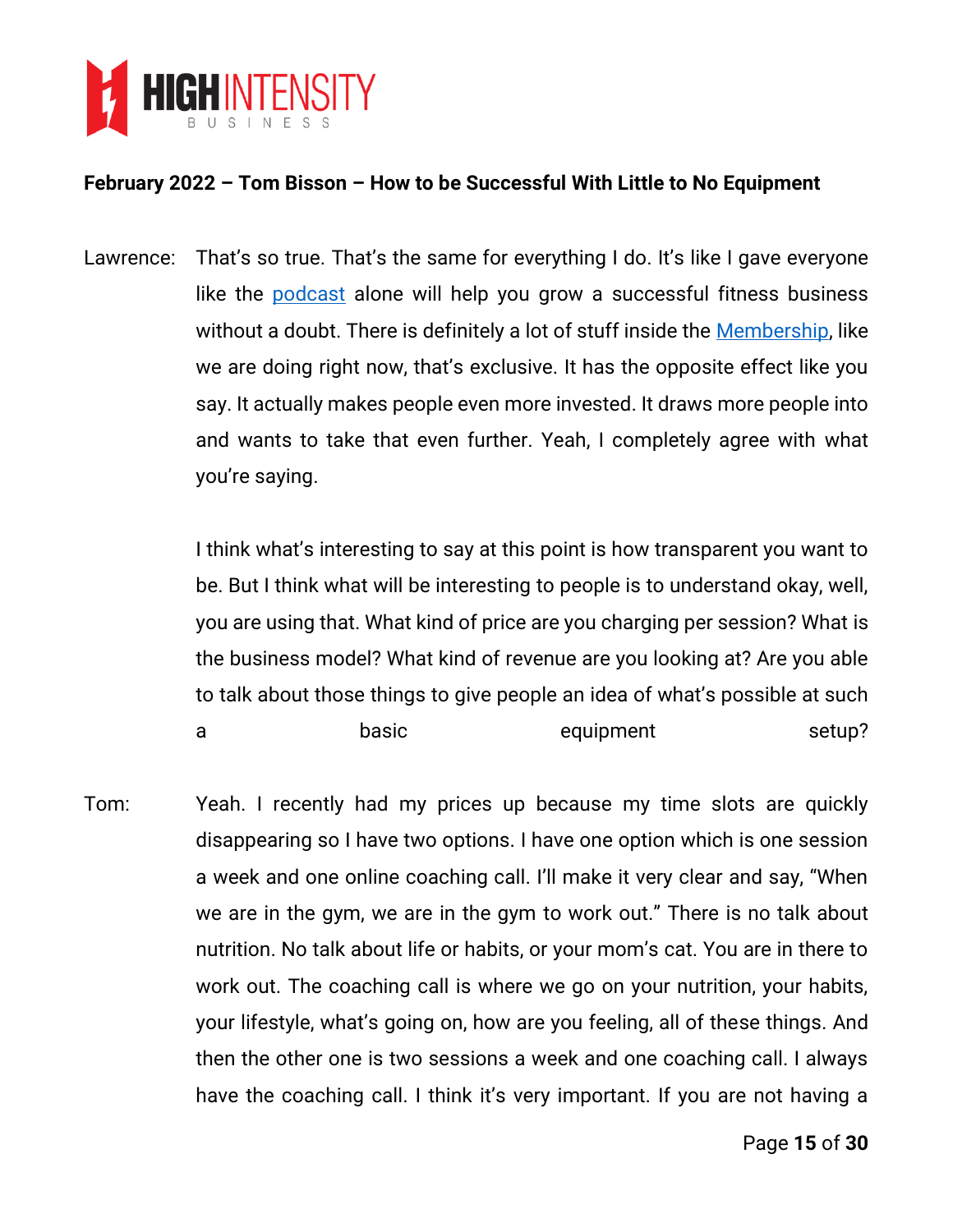**February 2022 – Tom Bisson – How to be Successful With Little to No Equipment**

Lawrence: That's so true. That's the same for everything I do. It's like I gave everyone like the podcast alone will help you grow a successful fitness business without a doubt. There is definitely a lot of stuff inside the Membership, like we are doing right now, that's exclusive. It has the opposite effect like you say. It actually makes people even more invested. It draws more people into and wants to take that even further. Yeah, I completely agree with what you're saying.

I think what's interesting to say at this point is how transparent you want to be. But I think what will be interesting to people is to understand okay, well, you are using that. What kind of price are you charging per session? What is the business model? What kind of revenue are you looking at? Are you able to talk about those things to give people an idea of what's possible at such a basic equipment setup?

Tom: Yeah. I recently had my prices up because my time slots are quickly disappearing so I have two options. I have one option which is one session a week and one online coaching call. I'll make it very clear and say, "When we are in the gym, we are in the gym to work out." There is no talk about nutrition. No talk about life or habits, or your mom's cat. You are in there to work out. The coaching call is where we go on your nutrition, your habits, your lifestyle, what's going on, how are you feeling, all of these things. And then the other one is two sessions a week and one coaching call. I always have the coaching call. I think it's very important. If you are not having a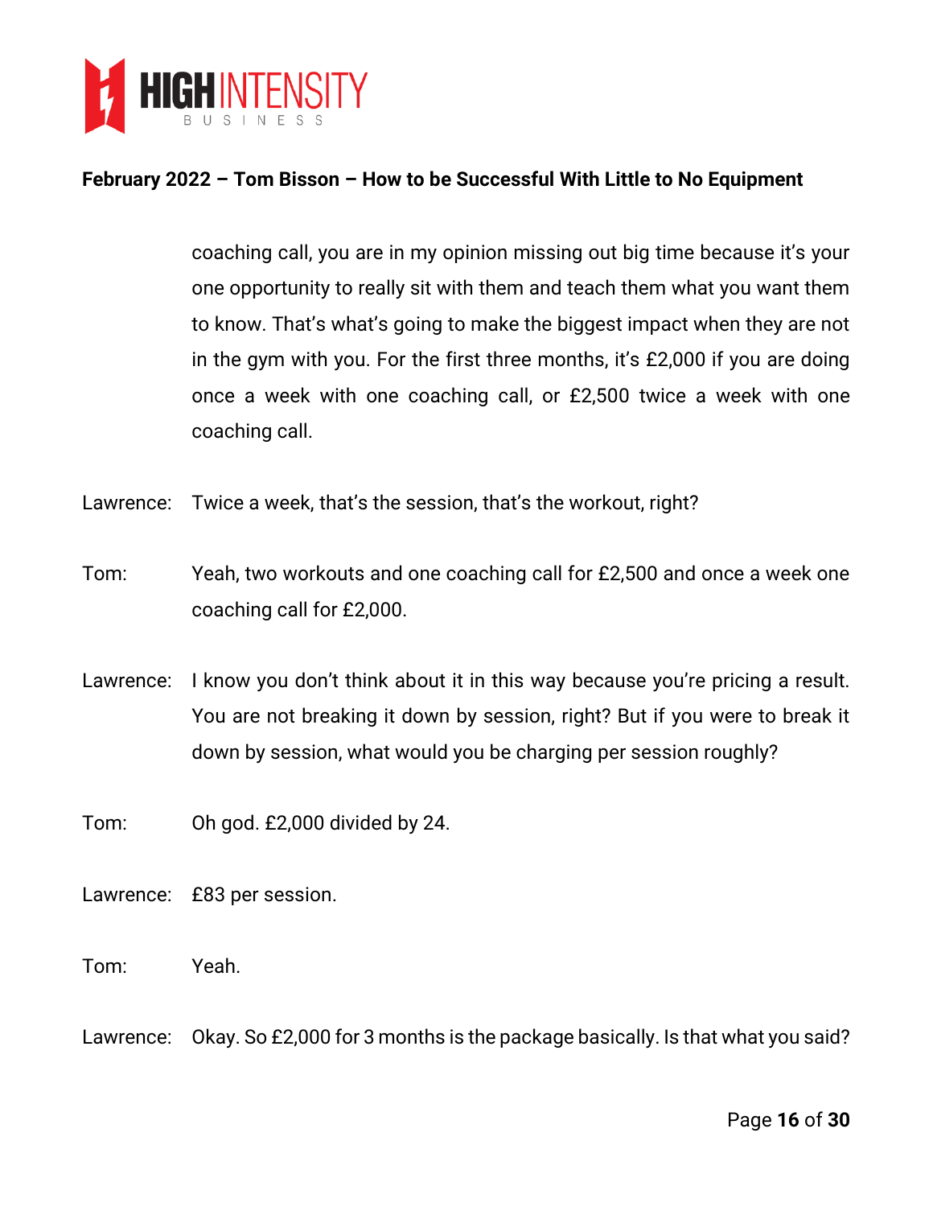coaching call, you are in my opinion missing out big time because it's your one opportunity to really sit with them and teach them what you want them to know. That's what's going to make the biggest impact when they are not in the gym with you. For the first three months, it's £2,000 if you are doing once a week with one coaching call, or £2,500 twice a week with one coaching call.

Lawrence: Twice a week, that's the session, that's the workout, right?

Tom: Yeah, two workouts and one coaching call for £2,500 and once a week one coaching call for £2,000.

Lawrence: I know you don't think about it in this way because you're pricing a result. You are not breaking it down by session, right? But if you were to break it down by session, what would you be charging per session roughly?

Tom: Oh god. £2,000 divided by 24.

Lawrence: £83 per session.

Tom: Yeah.

Lawrence: Okay. So £2,000 for 3 months is the package basically. Is that what you said?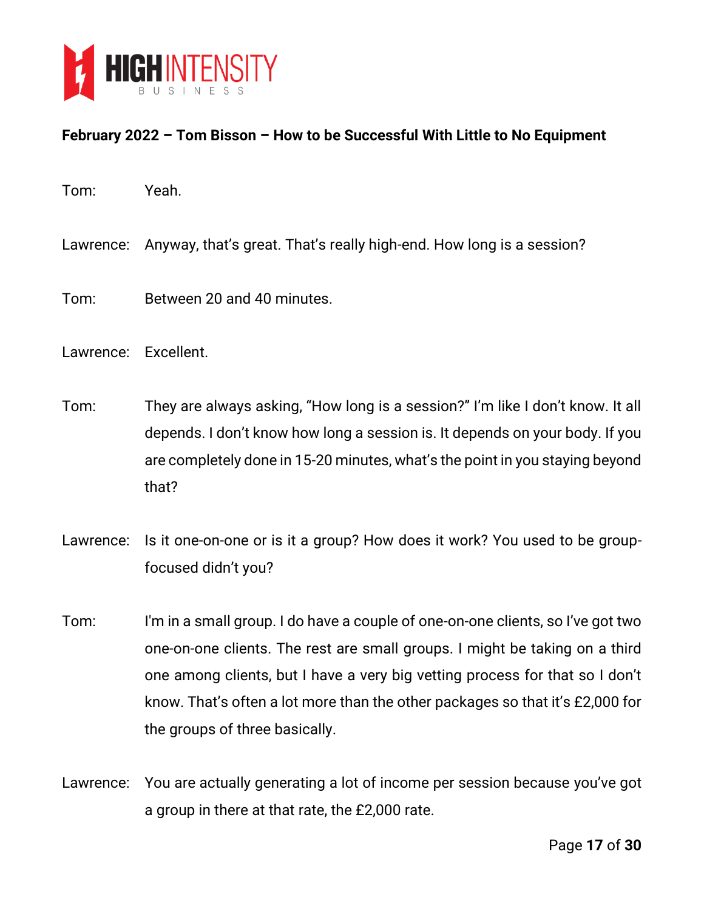Tom: Yeah.

Lawrence: Anyway, that's great. That's really high-end. How long is a session?

Tom: Between 20 and 40 minutes.

Lawrence: Excellent.

Tom: They are always asking, "How long is a session?" I'm like I don't know. It all depends. I don't know how long a session is. It depends on your body. If you are completely done in 15-20 minutes, what's the point in you staying beyond that?

Lawrence: Is it one-on-one or is it a group? How does it work? You used to be group-focused didn't you?

Tom: I'm in a small group. I do have a couple of one-on-one clients, so I've got two one-on-one clients. The rest are small groups. I might be taking on a third one among clients, but I have a very big vetting process for that so I don't know. That's often a lot more than the other packages so that it's £2,000 for the groups of three basically.

Lawrence: You are actually generating a lot of income per session because you've got a group in there at that rate, the £2,000 rate.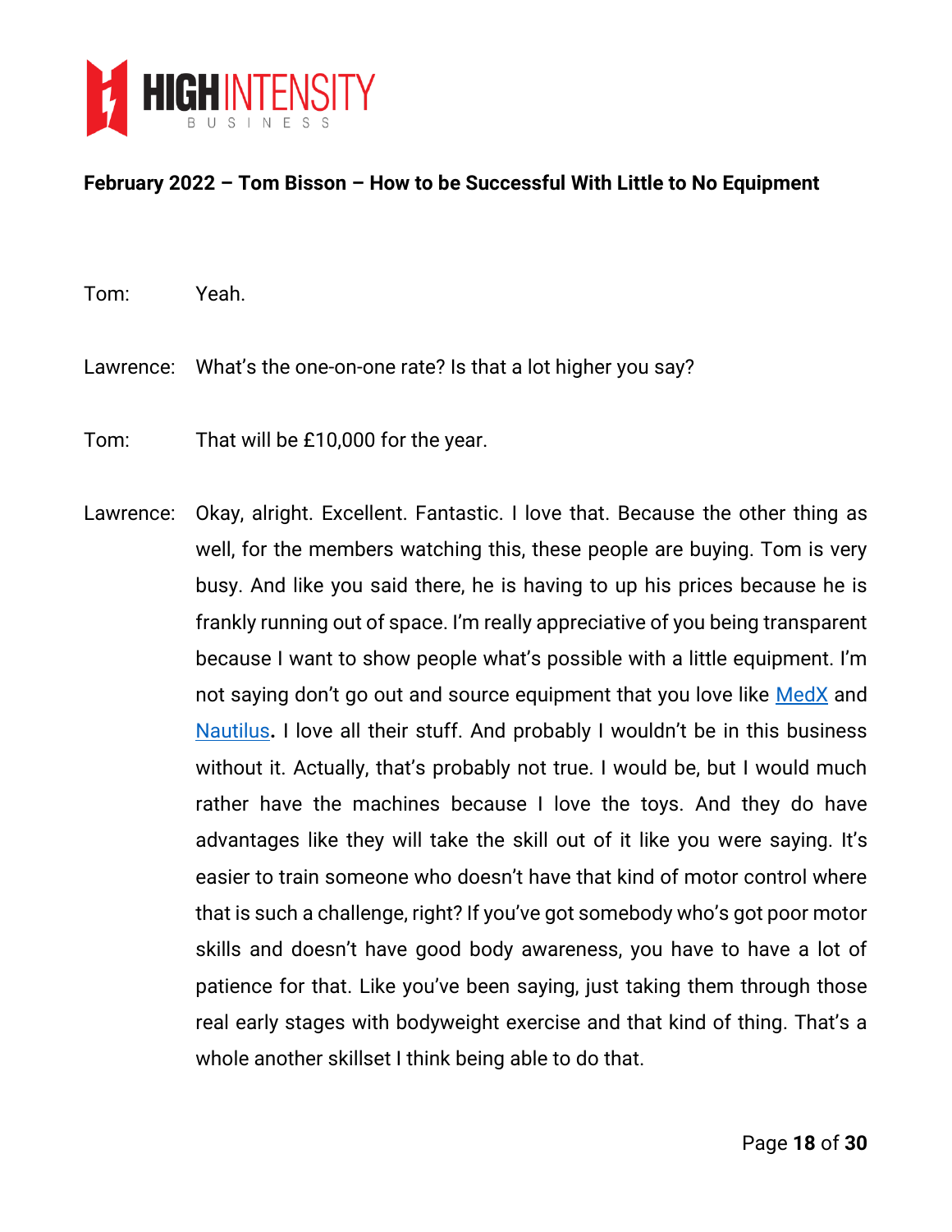Tom: Yeah.

Lawrence: What's the one-on-one rate? Is that a lot higher you say?

Tom: That will be £10,000 for the year.

Lawrence: Okay, alright. Excellent. Fantastic. I love that. Because the other thing as well, for the members watching this, these people are buying. Tom is very busy. And like you said there, he is having to up his prices because he is frankly running out of space. I'm really appreciative of you being transparent because I want to show people what's possible with a little equipment. I'm not saying don't go out and source equipment that you love like MedX and Nautilus**.** I love all their stuff. And probably I wouldn't be in this business without it. Actually, that's probably not true. I would be, but I would much rather have the machines because I love the toys. And they do have advantages like they will take the skill out of it like you were saying. It's easier to train someone who doesn't have that kind of motor control where that is such a challenge, right? If you've got somebody who's got poor motor skills and doesn't have good body awareness, you have to have a lot of patience for that. Like you've been saying, just taking them through those real early stages with bodyweight exercise and that kind of thing. That's a whole another skillset I think being able to do that.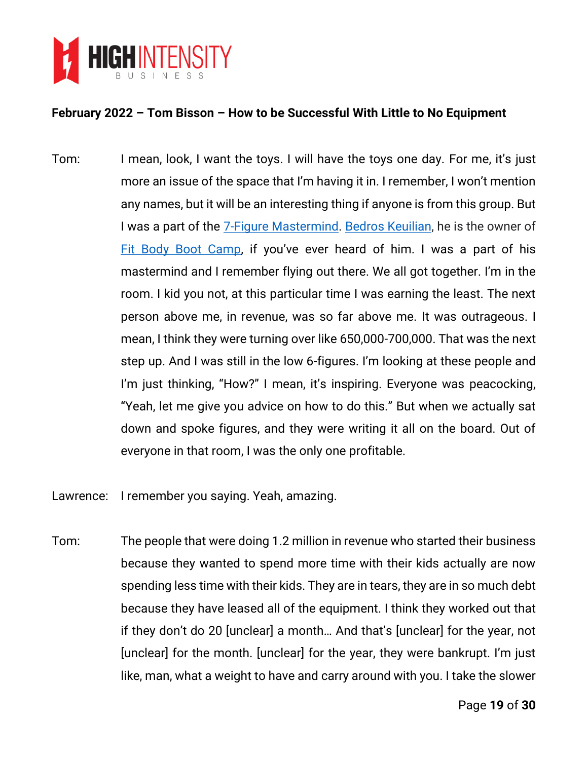**February 2022 – Tom Bisson – How to be Successful With Little to No Equipment**

Tom: I mean, look, I want the toys. I will have the toys one day. For me, it's just more an issue of the space that I'm having it in. I remember, I won't mention any names, but it will be an interesting thing if anyone is from this group. But I was a part of the 7-Figure Mastermind. Bedros Keuilian, he is the owner of Fit Body Boot Camp, if you've ever heard of him. I was a part of his mastermind and I remember flying out there. We all got together. I'm in the room. I kid you not, at this particular time I was earning the least. The next person above me, in revenue, was so far above me. It was outrageous. I mean, I think they were turning over like 650,000-700,000. That was the next step up. And I was still in the low 6-figures. I'm looking at these people and I'm just thinking, "How?" I mean, it's inspiring. Everyone was peacocking, "Yeah, let me give you advice on how to do this." But when we actually sat down and spoke figures, and they were writing it all on the board. Out of everyone in that room, I was the only one profitable.

Lawrence: I remember you saying. Yeah, amazing.

Tom: The people that were doing 1.2 million in revenue who started their business because they wanted to spend more time with their kids actually are now spending less time with their kids. They are in tears, they are in so much debt because they have leased all of the equipment. I think they worked out that if they don't do 20 [unclear] a month… And that's [unclear] for the year, not [unclear] for the month. [unclear] for the year, they were bankrupt. I'm just like, man, what a weight to have and carry around with you. I take the slower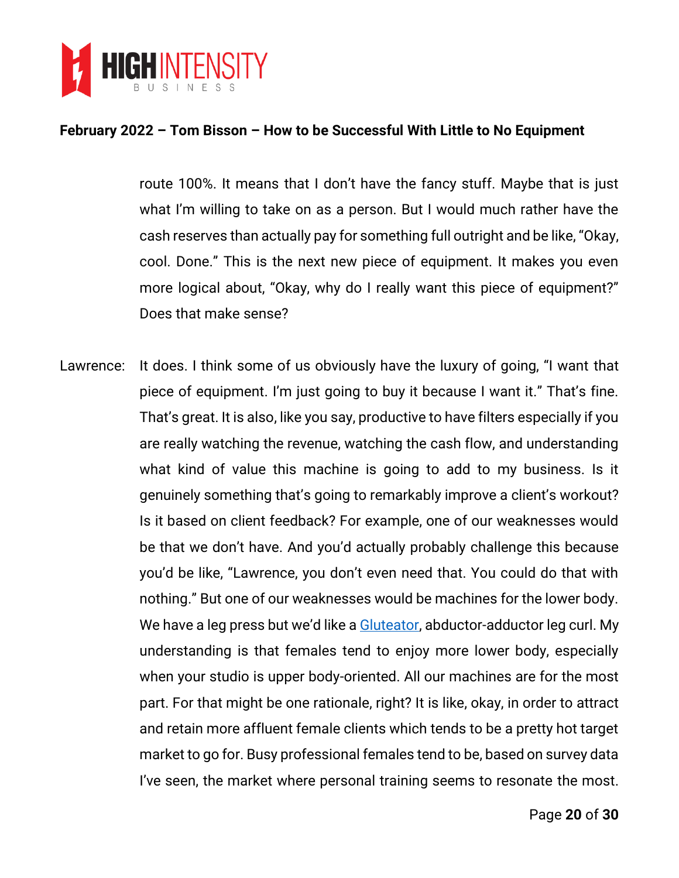route 100%. It means that I don't have the fancy stuff. Maybe that is just what I'm willing to take on as a person. But I would much rather have the cash reserves than actually pay for something full outright and be like, "Okay, cool. Done." This is the next new piece of equipment. It makes you even more logical about, "Okay, why do I really want this piece of equipment?" Does that make sense?

Lawrence: It does. I think some of us obviously have the luxury of going, "I want that piece of equipment. I'm just going to buy it because I want it." That's fine. That's great. It is also, like you say, productive to have filters especially if you are really watching the revenue, watching the cash flow, and understanding what kind of value this machine is going to add to my business. Is it genuinely something that's going to remarkably improve a client's workout? Is it based on client feedback? For example, one of our weaknesses would be that we don't have. And you'd actually probably challenge this because you'd be like, "Lawrence, you don't even need that. You could do that with nothing." But one of our weaknesses would be machines for the lower body. We have a leg press but we'd like a [Gluteator](), abductor-adductor leg curl. My understanding is that females tend to enjoy more lower body, especially when your studio is upper body-oriented. All our machines are for the most part. For that might be one rationale, right? It is like, okay, in order to attract and retain more affluent female clients which tends to be a pretty hot target market to go for. Busy professional females tend to be, based on survey data I've seen, the market where personal training seems to resonate the most.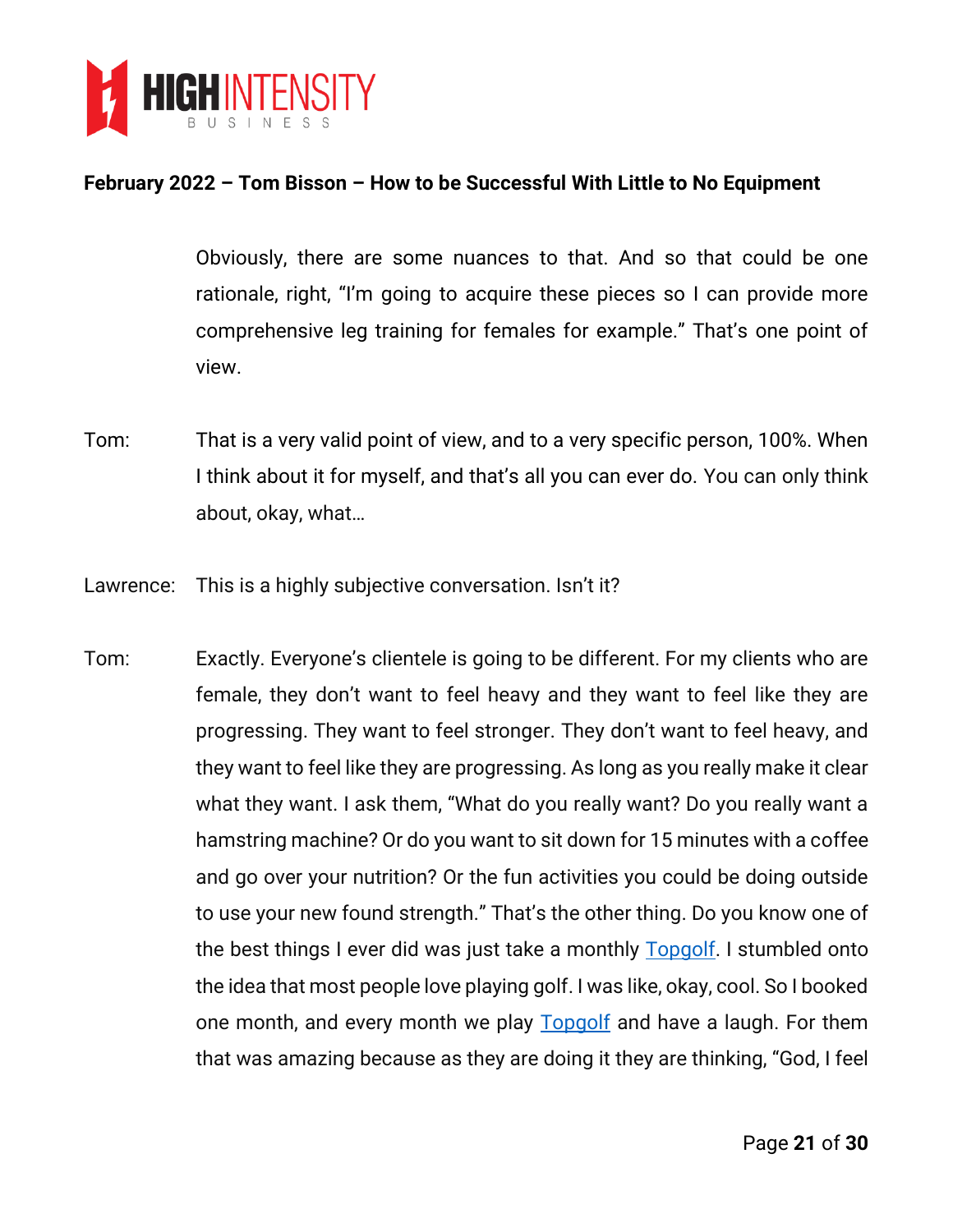Obviously, there are some nuances to that. And so that could be one rationale, right, "I'm going to acquire these pieces so I can provide more comprehensive leg training for females for example." That's one point of view.

Tom: That is a very valid point of view, and to a very specific person, 100%. When I think about it for myself, and that's all you can ever do. You can only think about, okay, what…

Lawrence: This is a highly subjective conversation. Isn't it?

Tom: Exactly. Everyone's clientele is going to be different. For my clients who are female, they don't want to feel heavy and they want to feel like they are progressing. They want to feel stronger. They don't want to feel heavy, and they want to feel like they are progressing. As long as you really make it clear what they want. I ask them, "What do you really want? Do you really want a hamstring machine? Or do you want to sit down for 15 minutes with a coffee and go over your nutrition? Or the fun activities you could be doing outside to use your new found strength." That's the other thing. Do you know one of the best things I ever did was just take a monthly [Topgolf](). I stumbled onto the idea that most people love playing golf. I was like, okay, cool. So I booked one month, and every month we play [Topgolf]() and have a laugh. For them that was amazing because as they are doing it they are thinking, "God, I feel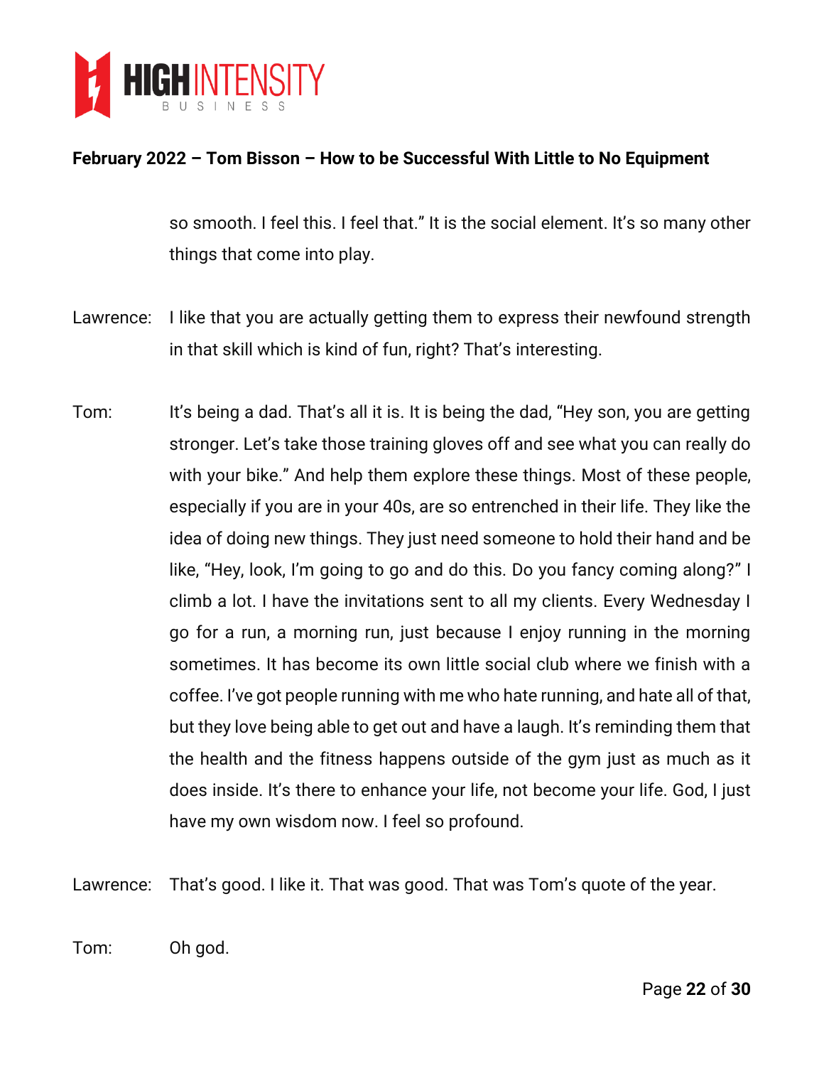so smooth. I feel this. I feel that." It is the social element. It's so many other things that come into play.

Lawrence: I like that you are actually getting them to express their newfound strength in that skill which is kind of fun, right? That's interesting.

Tom: It's being a dad. That's all it is. It is being the dad, "Hey son, you are getting stronger. Let's take those training gloves off and see what you can really do with your bike." And help them explore these things. Most of these people, especially if you are in your 40s, are so entrenched in their life. They like the idea of doing new things. They just need someone to hold their hand and be like, "Hey, look, I'm going to go and do this. Do you fancy coming along?" I climb a lot. I have the invitations sent to all my clients. Every Wednesday I go for a run, a morning run, just because I enjoy running in the morning sometimes. It has become its own little social club where we finish with a coffee. I've got people running with me who hate running, and hate all of that, but they love being able to get out and have a laugh. It's reminding them that the health and the fitness happens outside of the gym just as much as it does inside. It's there to enhance your life, not become your life. God, I just have my own wisdom now. I feel so profound.

Lawrence: That's good. I like it. That was good. That was Tom's quote of the year.

Tom: Oh god.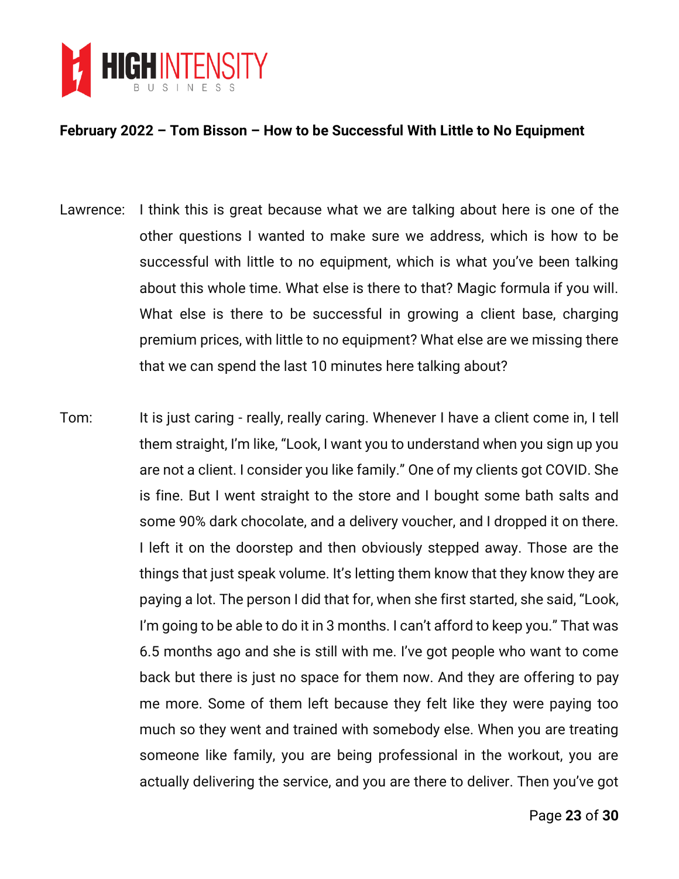**February 2022 – Tom Bisson – How to be Successful With Little to No Equipment**

Lawrence: I think this is great because what we are talking about here is one of the other questions I wanted to make sure we address, which is how to be successful with little to no equipment, which is what you've been talking about this whole time. What else is there to that? Magic formula if you will. What else is there to be successful in growing a client base, charging premium prices, with little to no equipment? What else are we missing there that we can spend the last 10 minutes here talking about?

Tom: It is just caring - really, really caring. Whenever I have a client come in, I tell them straight, I'm like, "Look, I want you to understand when you sign up you are not a client. I consider you like family." One of my clients got COVID. She is fine. But I went straight to the store and I bought some bath salts and some 90% dark chocolate, and a delivery voucher, and I dropped it on there. I left it on the doorstep and then obviously stepped away. Those are the things that just speak volume. It's letting them know that they know they are paying a lot. The person I did that for, when she first started, she said, "Look, I'm going to be able to do it in 3 months. I can't afford to keep you." That was 6.5 months ago and she is still with me. I've got people who want to come back but there is just no space for them now. And they are offering to pay me more. Some of them left because they felt like they were paying too much so they went and trained with somebody else. When you are treating someone like family, you are being professional in the workout, you are actually delivering the service, and you are there to deliver. Then you've got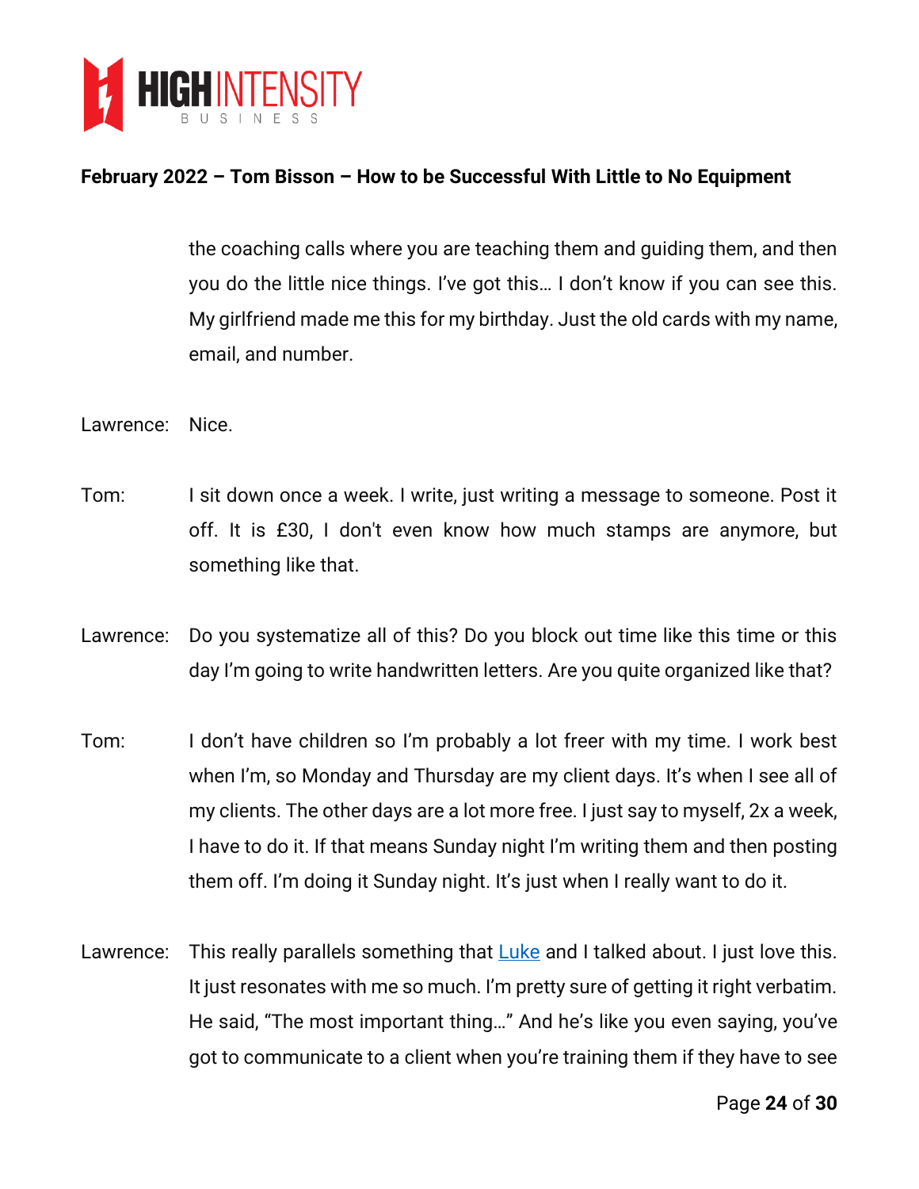the coaching calls where you are teaching them and guiding them, and then you do the little nice things. I've got this… I don't know if you can see this. My girlfriend made me this for my birthday. Just the old cards with my name, email, and number.

Lawrence: Nice.

Tom: I sit down once a week. I write, just writing a message to someone. Post it off. It is £30, I don't even know how much stamps are anymore, but something like that.

Lawrence: Do you systematize all of this? Do you block out time like this time or this day I'm going to write handwritten letters. Are you quite organized like that?

Tom: I don't have children so I'm probably a lot freer with my time. I work best when I'm, so Monday and Thursday are my client days. It's when I see all of my clients. The other days are a lot more free. I just say to myself, 2x a week, I have to do it. If that means Sunday night I'm writing them and then posting them off. I'm doing it Sunday night. It's just when I really want to do it.

Lawrence: This really parallels something that Luke and I talked about. I just love this. It just resonates with me so much. I'm pretty sure of getting it right verbatim. He said, "The most important thing…" And he's like you even saying, you've got to communicate to a client when you're training them if they have to see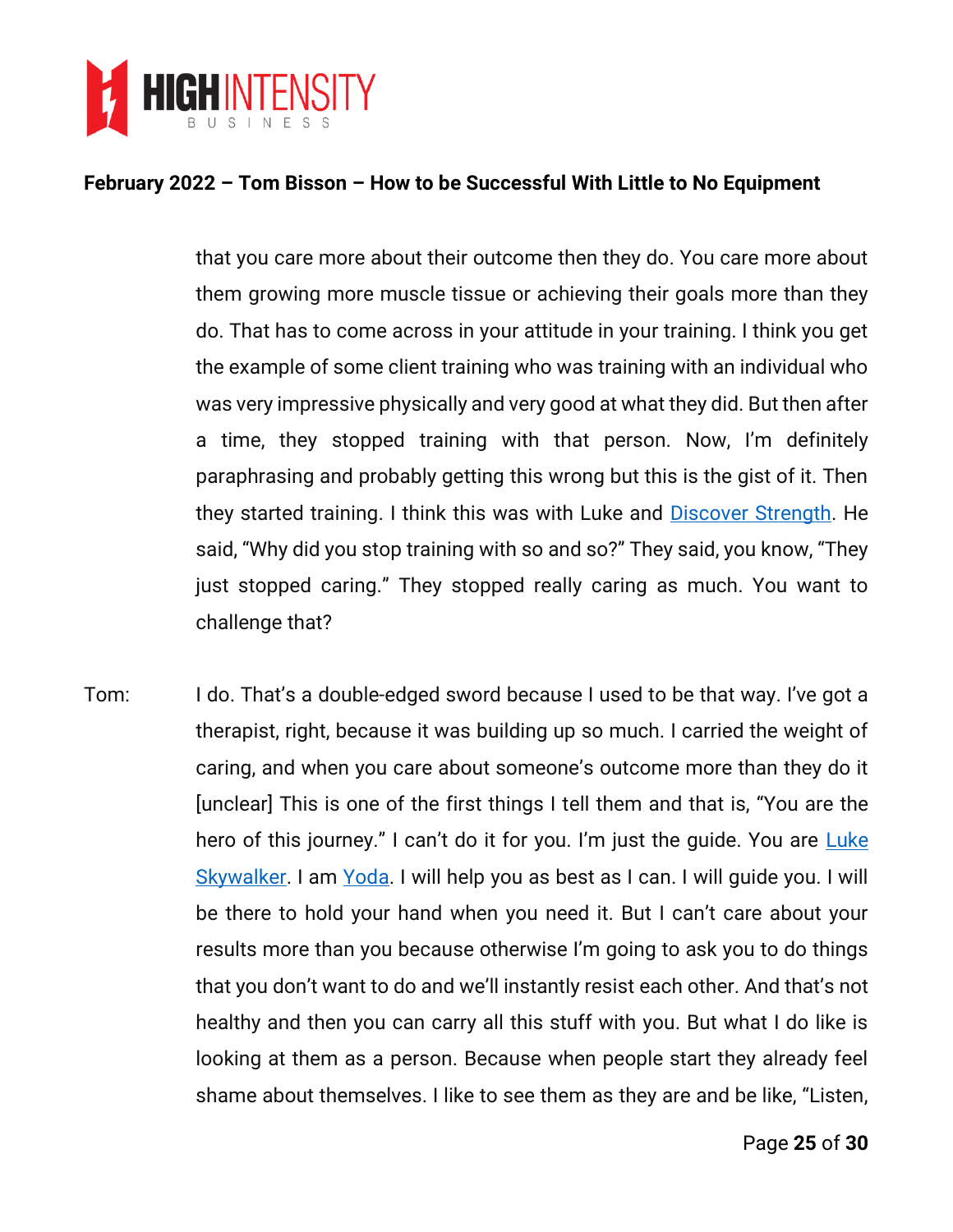that you care more about their outcome then they do. You care more about them growing more muscle tissue or achieving their goals more than they do. That has to come across in your attitude in your training. I think you get the example of some client training who was training with an individual who was very impressive physically and very good at what they did. But then after a time, they stopped training with that person. Now, I'm definitely paraphrasing and probably getting this wrong but this is the gist of it. Then they started training. I think this was with Luke and Discover Strength. He said, "Why did you stop training with so and so?" They said, you know, "They just stopped caring." They stopped really caring as much. You want to challenge that?

Tom: I do. That's a double-edged sword because I used to be that way. I've got a therapist, right, because it was building up so much. I carried the weight of caring, and when you care about someone's outcome more than they do it [unclear] This is one of the first things I tell them and that is, "You are the hero of this journey." I can't do it for you. I'm just the guide. You are Luke Skywalker. I am Yoda. I will help you as best as I can. I will guide you. I will be there to hold your hand when you need it. But I can't care about your results more than you because otherwise I'm going to ask you to do things that you don't want to do and we'll instantly resist each other. And that's not healthy and then you can carry all this stuff with you. But what I do like is looking at them as a person. Because when people start they already feel shame about themselves. I like to see them as they are and be like, "Listen,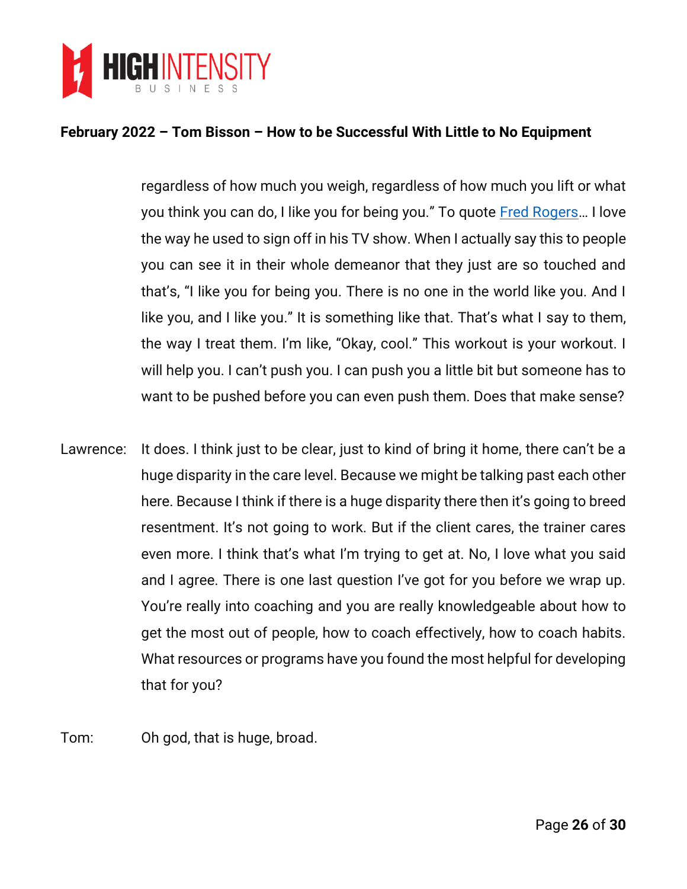regardless of how much you weigh, regardless of how much you lift or what you think you can do, I like you for being you." To quote Fred Rogers… I love the way he used to sign off in his TV show. When I actually say this to people you can see it in their whole demeanor that they just are so touched and that's, "I like you for being you. There is no one in the world like you. And I like you, and I like you." It is something like that. That's what I say to them, the way I treat them. I'm like, "Okay, cool." This workout is your workout. I will help you. I can't push you. I can push you a little bit but someone has to want to be pushed before you can even push them. Does that make sense?

Lawrence: It does. I think just to be clear, just to kind of bring it home, there can't be a huge disparity in the care level. Because we might be talking past each other here. Because I think if there is a huge disparity there then it's going to breed resentment. It's not going to work. But if the client cares, the trainer cares even more. I think that's what I'm trying to get at. No, I love what you said and I agree. There is one last question I've got for you before we wrap up. You're really into coaching and you are really knowledgeable about how to get the most out of people, how to coach effectively, how to coach habits. What resources or programs have you found the most helpful for developing that for you?

Tom: Oh god, that is huge, broad.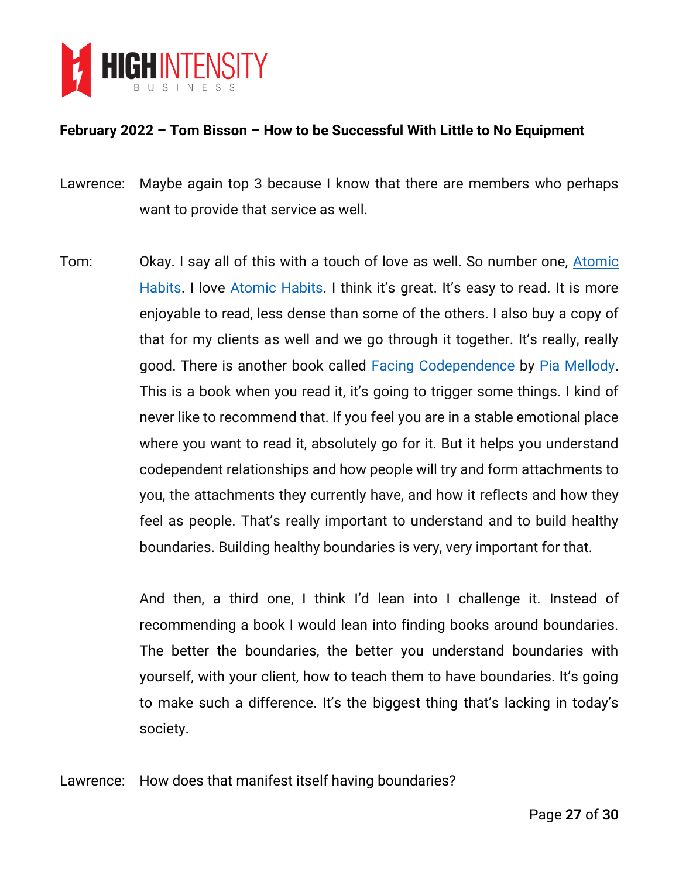**February 2022 – Tom Bisson – How to be Successful With Little to No Equipment**

Lawrence: Maybe again top 3 because I know that there are members who perhaps want to provide that service as well.

Tom: Okay. I say all of this with a touch of love as well. So number one, Atomic Habits. I love Atomic Habits. I think it's great. It's easy to read. It is more enjoyable to read, less dense than some of the others. I also buy a copy of that for my clients as well and we go through it together. It's really, really good. There is another book called Facing Codependence by Pia Mellody. This is a book when you read it, it's going to trigger some things. I kind of never like to recommend that. If you feel you are in a stable emotional place where you want to read it, absolutely go for it. But it helps you understand codependent relationships and how people will try and form attachments to you, the attachments they currently have, and how it reflects and how they feel as people. That's really important to understand and to build healthy boundaries. Building healthy boundaries is very, very important for that.

And then, a third one, I think I'd lean into I challenge it. Instead of recommending a book I would lean into finding books around boundaries. The better the boundaries, the better you understand boundaries with yourself, with your client, how to teach them to have boundaries. It's going to make such a difference. It's the biggest thing that's lacking in today's society.

Lawrence: How does that manifest itself having boundaries?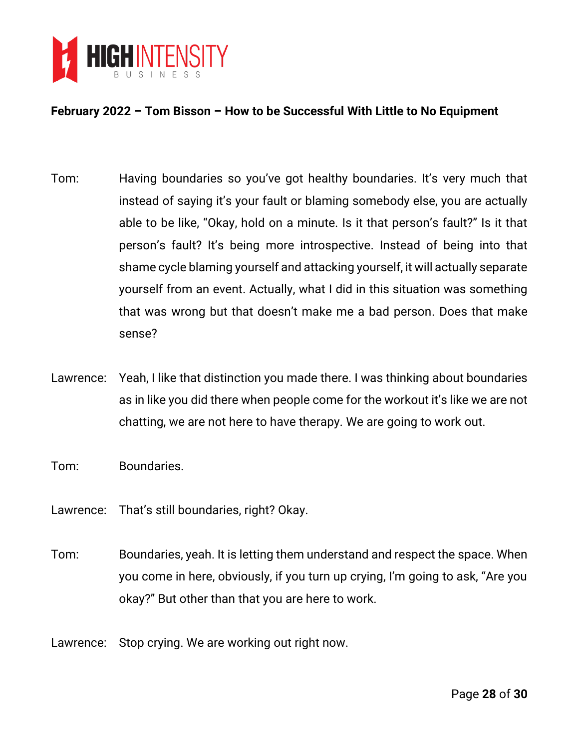**February 2022 – Tom Bisson – How to be Successful With Little to No Equipment**

Tom: Having boundaries so you've got healthy boundaries. It's very much that instead of saying it's your fault or blaming somebody else, you are actually able to be like, "Okay, hold on a minute. Is it that person's fault?" Is it that person's fault? It's being more introspective. Instead of being into that shame cycle blaming yourself and attacking yourself, it will actually separate yourself from an event. Actually, what I did in this situation was something that was wrong but that doesn't make me a bad person. Does that make sense?

Lawrence: Yeah, I like that distinction you made there. I was thinking about boundaries as in like you did there when people come for the workout it's like we are not chatting, we are not here to have therapy. We are going to work out.

Tom: Boundaries.

Lawrence: That's still boundaries, right? Okay.

Tom: Boundaries, yeah. It is letting them understand and respect the space. When you come in here, obviously, if you turn up crying, I'm going to ask, "Are you okay?" But other than that you are here to work.

Lawrence: Stop crying. We are working out right now.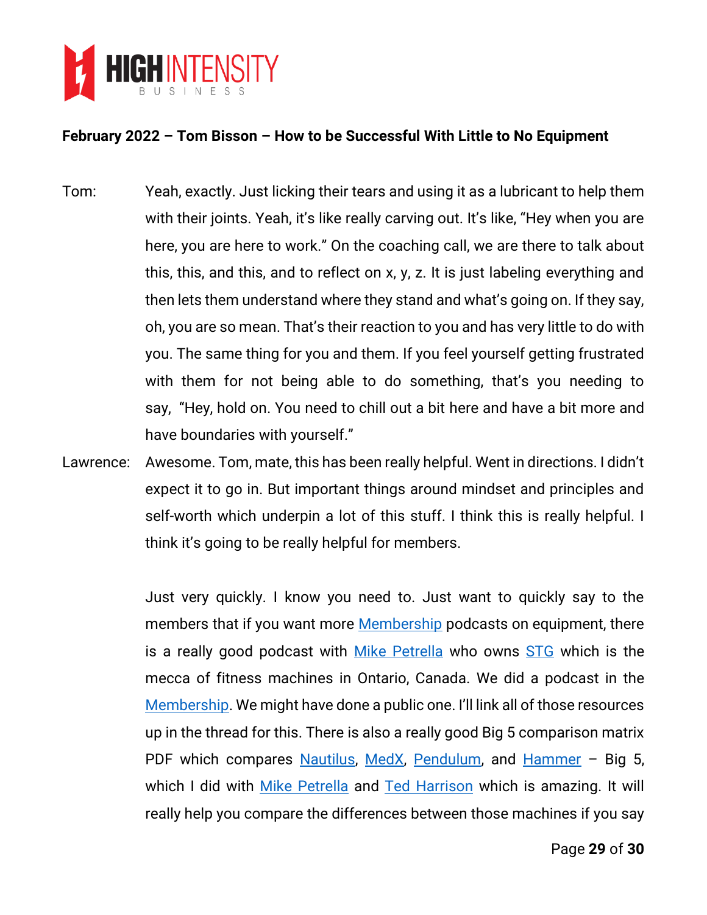Tom: Yeah, exactly. Just licking their tears and using it as a lubricant to help them with their joints. Yeah, it's like really carving out. It's like, "Hey when you are here, you are here to work." On the coaching call, we are there to talk about this, this, and this, and to reflect on x, y, z. It is just labeling everything and then lets them understand where they stand and what's going on. If they say, oh, you are so mean. That's their reaction to you and has very little to do with you. The same thing for you and them. If you feel yourself getting frustrated with them for not being able to do something, that's you needing to say, "Hey, hold on. You need to chill out a bit here and have a bit more and have boundaries with yourself."

Lawrence: Awesome. Tom, mate, this has been really helpful. Went in directions. I didn't expect it to go in. But important things around mindset and principles and self-worth which underpin a lot of this stuff. I think this is really helpful. I think it's going to be really helpful for members.

Just very quickly. I know you need to. Just want to quickly say to the members that if you want more Membership podcasts on equipment, there is a really good podcast with Mike Petrella who owns STG which is the mecca of fitness machines in Ontario, Canada. We did a podcast in the Membership. We might have done a public one. I'll link all of those resources up in the thread for this. There is also a really good Big 5 comparison matrix PDF which compares Nautilus, MedX, Pendulum, and Hammer – Big 5, which I did with Mike Petrella and Ted Harrison which is amazing. It will really help you compare the differences between those machines if you say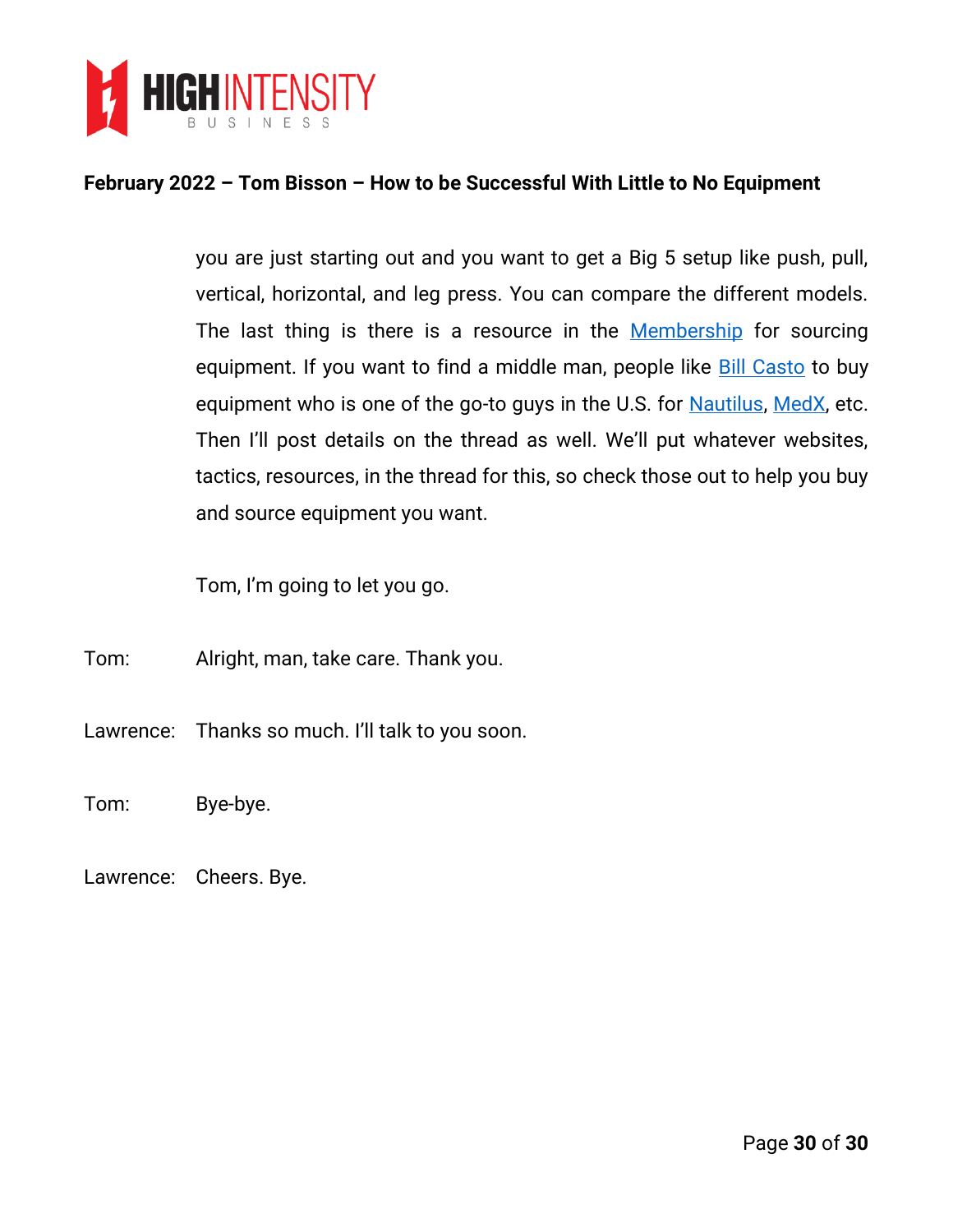you are just starting out and you want to get a Big 5 setup like push, pull, vertical, horizontal, and leg press. You can compare the different models. The last thing is there is a resource in the Membership for sourcing equipment. If you want to find a middle man, people like Bill Casto to buy equipment who is one of the go-to guys in the U.S. for Nautilus, MedX, etc. Then I'll post details on the thread as well. We'll put whatever websites, tactics, resources, in the thread for this, so check those out to help you buy and source equipment you want.

Tom, I'm going to let you go.

Tom: Alright, man, take care. Thank you.

Lawrence: Thanks so much. I'll talk to you soon.

Tom: Bye-bye.

Lawrence: Cheers. Bye.